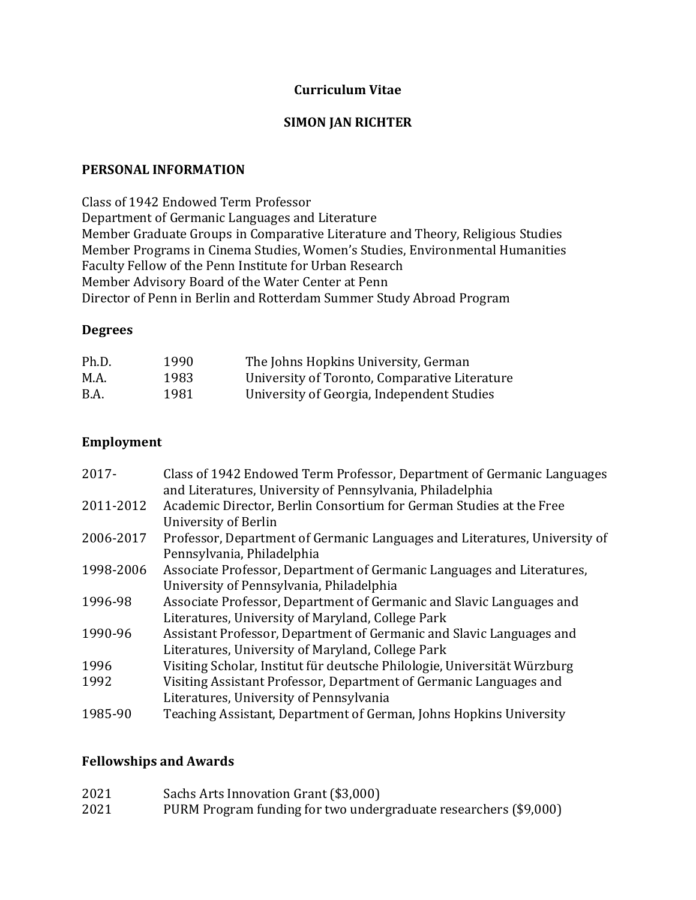**Curriculum Vitae**

**SIMON JAN RICHTER**

## PERSONAL INFORMATION

Class of 1942 Endowed Term Professor
Department of Germanic Languages and Literature
Member Graduate Groups in Comparative Literature and Theory, Religious Studies
Member Programs in Cinema Studies, Women's Studies, Environmental Humanities
Faculty Fellow of the Penn Institute for Urban Research
Member Advisory Board of the Water Center at Penn
Director of Penn in Berlin and Rotterdam Summer Study Abroad Program

### Degrees

| | | |
|---|---|---|
| Ph.D. | 1990 | The Johns Hopkins University, German |
| M.A. | 1983 | University of Toronto, Comparative Literature |
| B.A. | 1981 | University of Georgia, Independent Studies |

### Employment

| | |
|---|---|
| 2017- | Class of 1942 Endowed Term Professor, Department of Germanic Languages and Literatures, University of Pennsylvania, Philadelphia |
| 2011-2012 | Academic Director, Berlin Consortium for German Studies at the Free University of Berlin |
| 2006-2017 | Professor, Department of Germanic Languages and Literatures, University of Pennsylvania, Philadelphia |
| 1998-2006 | Associate Professor, Department of Germanic Languages and Literatures, University of Pennsylvania, Philadelphia |
| 1996-98 | Associate Professor, Department of Germanic and Slavic Languages and Literatures, University of Maryland, College Park |
| 1990-96 | Assistant Professor, Department of Germanic and Slavic Languages and Literatures, University of Maryland, College Park |
| 1996 | Visiting Scholar, Institut für deutsche Philologie, Universität Würzburg |
| 1992 | Visiting Assistant Professor, Department of Germanic Languages and Literatures, University of Pennsylvania |
| 1985-90 | Teaching Assistant, Department of German, Johns Hopkins University |

### Fellowships and Awards

| | |
|---|---|
| 2021 | Sachs Arts Innovation Grant ($3,000) |
| 2021 | PURM Program funding for two undergraduate researchers ($9,000) |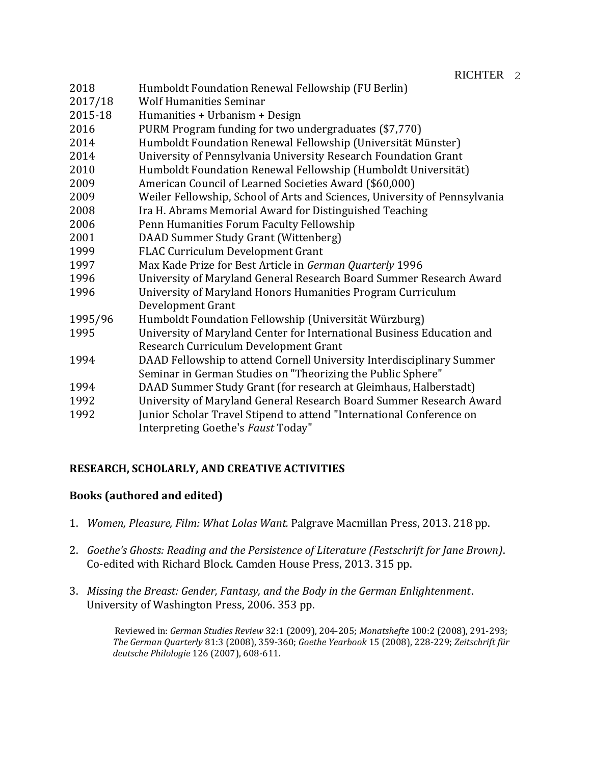| | |
|---|---|
| 2018 | Humboldt Foundation Renewal Fellowship (FU Berlin) |
| 2017/18 | Wolf Humanities Seminar |
| 2015-18 | Humanities + Urbanism + Design |
| 2016 | PURM Program funding for two undergraduates ($7,770) |
| 2014 | Humboldt Foundation Renewal Fellowship (Universität Münster) |
| 2014 | University of Pennsylvania University Research Foundation Grant |
| 2010 | Humboldt Foundation Renewal Fellowship (Humboldt Universität) |
| 2009 | American Council of Learned Societies Award ($60,000) |
| 2009 | Weiler Fellowship, School of Arts and Sciences, University of Pennsylvania |
| 2008 | Ira H. Abrams Memorial Award for Distinguished Teaching |
| 2006 | Penn Humanities Forum Faculty Fellowship |
| 2001 | DAAD Summer Study Grant (Wittenberg) |
| 1999 | FLAC Curriculum Development Grant |
| 1997 | Max Kade Prize for Best Article in *German Quarterly* 1996 |
| 1996 | University of Maryland General Research Board Summer Research Award |
| 1996 | University of Maryland Honors Humanities Program Curriculum Development Grant |
| 1995/96 | Humboldt Foundation Fellowship (Universität Würzburg) |
| 1995 | University of Maryland Center for International Business Education and Research Curriculum Development Grant |
| 1994 | DAAD Fellowship to attend Cornell University Interdisciplinary Summer Seminar in German Studies on "Theorizing the Public Sphere" |
| 1994 | DAAD Summer Study Grant (for research at Gleimhaus, Halberstadt) |
| 1992 | University of Maryland General Research Board Summer Research Award |
| 1992 | Junior Scholar Travel Stipend to attend "International Conference on Interpreting Goethe's *Faust* Today" |

## RESEARCH, SCHOLARLY, AND CREATIVE ACTIVITIES

### Books (authored and edited)

1. *Women, Pleasure, Film: What Lolas Want.* Palgrave Macmillan Press, 2013. 218 pp.

2. *Goethe's Ghosts: Reading and the Persistence of Literature (Festschrift for Jane Brown)*. Co-edited with Richard Block. Camden House Press, 2013. 315 pp.

3. *Missing the Breast: Gender, Fantasy, and the Body in the German Enlightenment*. University of Washington Press, 2006. 353 pp.

   Reviewed in: *German Studies Review* 32:1 (2009), 204-205; *Monatshefte* 100:2 (2008), 291-293; *The German Quarterly* 81:3 (2008), 359-360; *Goethe Yearbook* 15 (2008), 228-229; *Zeitschrift für deutsche Philologie* 126 (2007), 608-611.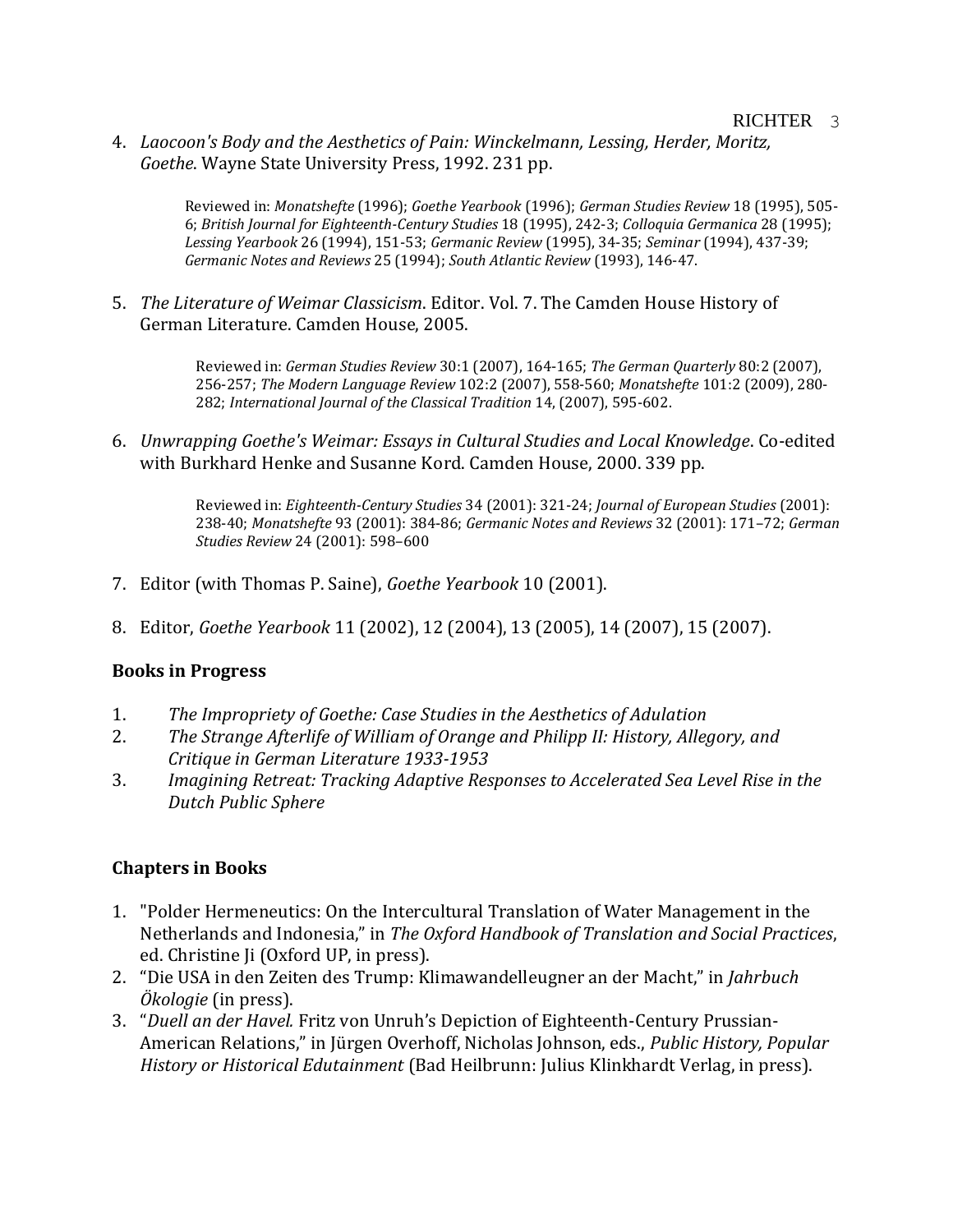4. *Laocoon's Body and the Aesthetics of Pain: Winckelmann, Lessing, Herder, Moritz, Goethe*. Wayne State University Press, 1992. 231 pp.

   Reviewed in: *Monatshefte* (1996); *Goethe Yearbook* (1996); *German Studies Review* 18 (1995), 505-6; *British Journal for Eighteenth-Century Studies* 18 (1995), 242-3; *Colloquia Germanica* 28 (1995); *Lessing Yearbook* 26 (1994), 151-53; *Germanic Review* (1995), 34-35; *Seminar* (1994), 437-39; *Germanic Notes and Reviews* 25 (1994); *South Atlantic Review* (1993), 146-47.

5. *The Literature of Weimar Classicism*. Editor. Vol. 7. The Camden House History of German Literature. Camden House, 2005.

   Reviewed in: *German Studies Review* 30:1 (2007), 164-165; *The German Quarterly* 80:2 (2007), 256-257; *The Modern Language Review* 102:2 (2007), 558-560; *Monatshefte* 101:2 (2009), 280-282; *International Journal of the Classical Tradition* 14, (2007), 595-602.

6. *Unwrapping Goethe's Weimar: Essays in Cultural Studies and Local Knowledge*. Co-edited with Burkhard Henke and Susanne Kord. Camden House, 2000. 339 pp.

   Reviewed in: *Eighteenth-Century Studies* 34 (2001): 321-24; *Journal of European Studies* (2001): 238-40; *Monatshefte* 93 (2001): 384-86; *Germanic Notes and Reviews* 32 (2001): 171–72; *German Studies Review* 24 (2001): 598–600

7. Editor (with Thomas P. Saine), *Goethe Yearbook* 10 (2001).

8. Editor, *Goethe Yearbook* 11 (2002), 12 (2004), 13 (2005), 14 (2007), 15 (2007).

**Books in Progress**

1. *The Impropriety of Goethe: Case Studies in the Aesthetics of Adulation*
2. *The Strange Afterlife of William of Orange and Philipp II: History, Allegory, and Critique in German Literature 1933-1953*
3. *Imagining Retreat: Tracking Adaptive Responses to Accelerated Sea Level Rise in the Dutch Public Sphere*

**Chapters in Books**

1. "Polder Hermeneutics: On the Intercultural Translation of Water Management in the Netherlands and Indonesia," in *The Oxford Handbook of Translation and Social Practices*, ed. Christine Ji (Oxford UP, in press).
2. "Die USA in den Zeiten des Trump: Klimawandelleugner an der Macht," in *Jahrbuch Ökologie* (in press).
3. "*Duell an der Havel.* Fritz von Unruh's Depiction of Eighteenth-Century Prussian-American Relations," in Jürgen Overhoff, Nicholas Johnson, eds., *Public History, Popular History or Historical Edutainment* (Bad Heilbrunn: Julius Klinkhardt Verlag, in press).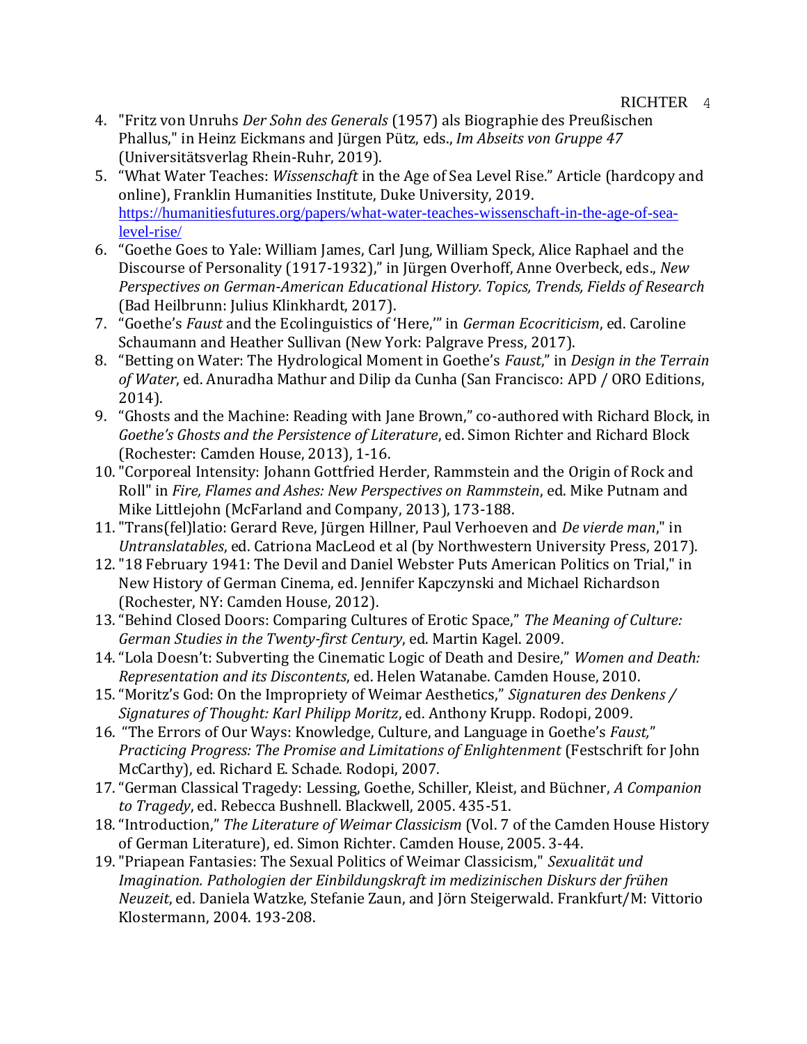4. "Fritz von Unruhs *Der Sohn des Generals* (1957) als Biographie des Preußischen Phallus," in Heinz Eickmans and Jürgen Pütz, eds., *Im Abseits von Gruppe 47* (Universitätsverlag Rhein-Ruhr, 2019).
5. "What Water Teaches: *Wissenschaft* in the Age of Sea Level Rise." Article (hardcopy and online), Franklin Humanities Institute, Duke University, 2019. https://humanitiesfutures.org/papers/what-water-teaches-wissenschaft-in-the-age-of-sea-level-rise/
6. "Goethe Goes to Yale: William James, Carl Jung, William Speck, Alice Raphael and the Discourse of Personality (1917-1932)," in Jürgen Overhoff, Anne Overbeck, eds., *New Perspectives on German-American Educational History. Topics, Trends, Fields of Research* (Bad Heilbrunn: Julius Klinkhardt, 2017).
7. "Goethe's *Faust* and the Ecolinguistics of 'Here,'" in *German Ecocriticism*, ed. Caroline Schaumann and Heather Sullivan (New York: Palgrave Press, 2017).
8. "Betting on Water: The Hydrological Moment in Goethe's *Faust*," in *Design in the Terrain of Water*, ed. Anuradha Mathur and Dilip da Cunha (San Francisco: APD / ORO Editions, 2014).
9. "Ghosts and the Machine: Reading with Jane Brown," co-authored with Richard Block, in *Goethe's Ghosts and the Persistence of Literature*, ed. Simon Richter and Richard Block (Rochester: Camden House, 2013), 1-16.
10. "Corporeal Intensity: Johann Gottfried Herder, Rammstein and the Origin of Rock and Roll" in *Fire, Flames and Ashes: New Perspectives on Rammstein*, ed. Mike Putnam and Mike Littlejohn (McFarland and Company, 2013), 173-188.
11. "Trans(fel)latio: Gerard Reve, Jürgen Hillner, Paul Verhoeven and *De vierde man*," in *Untranslatables*, ed. Catriona MacLeod et al (by Northwestern University Press, 2017).
12. "18 February 1941: The Devil and Daniel Webster Puts American Politics on Trial," in New History of German Cinema, ed. Jennifer Kapczynski and Michael Richardson (Rochester, NY: Camden House, 2012).
13. "Behind Closed Doors: Comparing Cultures of Erotic Space," *The Meaning of Culture: German Studies in the Twenty-first Century*, ed. Martin Kagel. 2009.
14. "Lola Doesn't: Subverting the Cinematic Logic of Death and Desire," *Women and Death: Representation and its Discontents*, ed. Helen Watanabe. Camden House, 2010.
15. "Moritz's God: On the Impropriety of Weimar Aesthetics," *Signaturen des Denkens / Signatures of Thought: Karl Philipp Moritz*, ed. Anthony Krupp. Rodopi, 2009.
16. "The Errors of Our Ways: Knowledge, Culture, and Language in Goethe's *Faust,*" *Practicing Progress: The Promise and Limitations of Enlightenment* (Festschrift for John McCarthy), ed. Richard E. Schade. Rodopi, 2007.
17. "German Classical Tragedy: Lessing, Goethe, Schiller, Kleist, and Büchner, *A Companion to Tragedy*, ed. Rebecca Bushnell. Blackwell, 2005. 435-51.
18. "Introduction," *The Literature of Weimar Classicism* (Vol. 7 of the Camden House History of German Literature), ed. Simon Richter. Camden House, 2005. 3-44.
19. "Priapean Fantasies: The Sexual Politics of Weimar Classicism," *Sexualität und Imagination. Pathologien der Einbildungskraft im medizinischen Diskurs der frühen Neuzeit*, ed. Daniela Watzke, Stefanie Zaun, and Jörn Steigerwald. Frankfurt/M: Vittorio Klostermann, 2004. 193-208.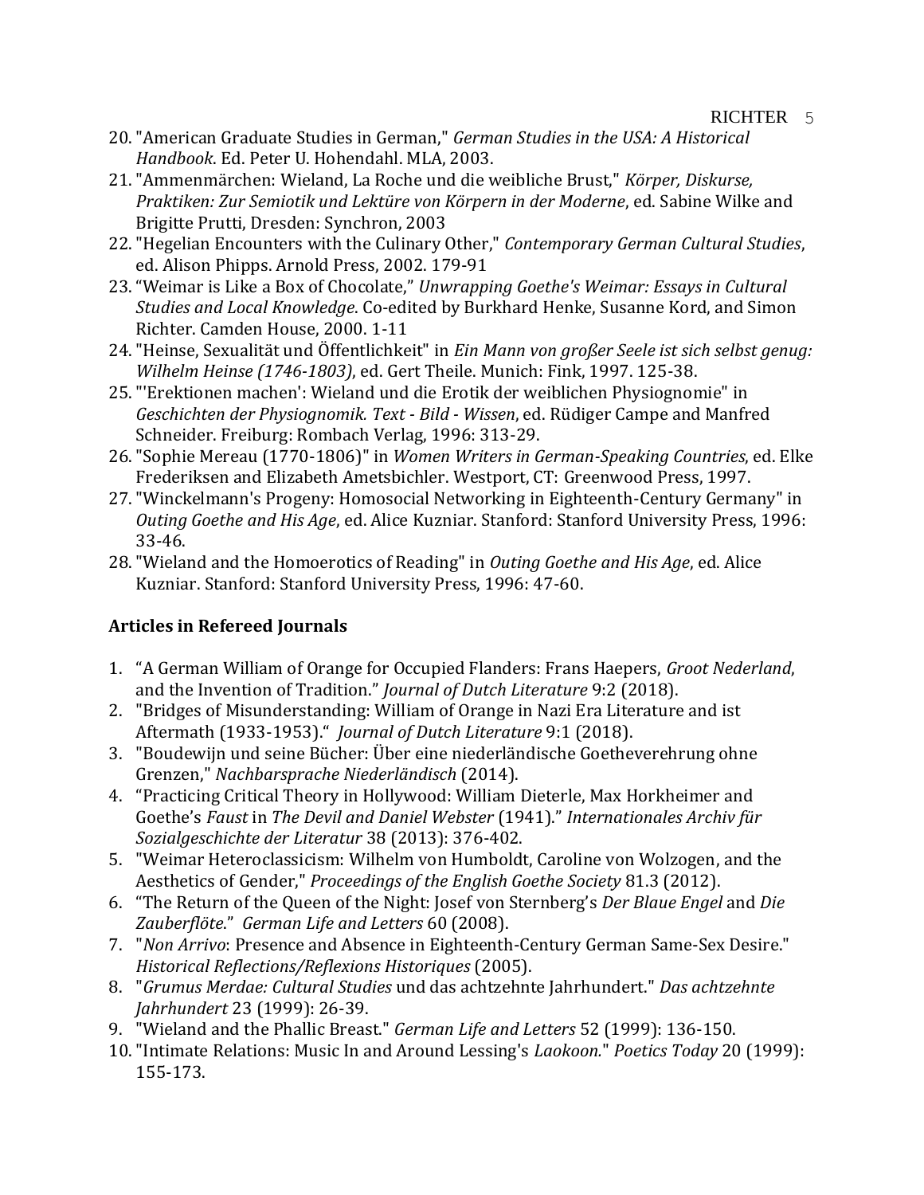20. "American Graduate Studies in German," *German Studies in the USA: A Historical Handbook*. Ed. Peter U. Hohendahl. MLA, 2003.
21. "Ammenmärchen: Wieland, La Roche und die weibliche Brust," *Körper, Diskurse, Praktiken: Zur Semiotik und Lektüre von Körpern in der Moderne*, ed. Sabine Wilke and Brigitte Prutti, Dresden: Synchron, 2003
22. "Hegelian Encounters with the Culinary Other," *Contemporary German Cultural Studies*, ed. Alison Phipps. Arnold Press, 2002. 179-91
23. "Weimar is Like a Box of Chocolate," *Unwrapping Goethe's Weimar: Essays in Cultural Studies and Local Knowledge*. Co-edited by Burkhard Henke, Susanne Kord, and Simon Richter. Camden House, 2000. 1-11
24. "Heinse, Sexualität und Öffentlichkeit" in *Ein Mann von großer Seele ist sich selbst genug: Wilhelm Heinse (1746-1803)*, ed. Gert Theile. Munich: Fink, 1997. 125-38.
25. "'Erektionen machen': Wieland und die Erotik der weiblichen Physiognomie" in *Geschichten der Physiognomik. Text - Bild - Wissen*, ed. Rüdiger Campe and Manfred Schneider. Freiburg: Rombach Verlag, 1996: 313-29.
26. "Sophie Mereau (1770-1806)" in *Women Writers in German-Speaking Countries*, ed. Elke Frederiksen and Elizabeth Ametsbichler. Westport, CT: Greenwood Press, 1997.
27. "Winckelmann's Progeny: Homosocial Networking in Eighteenth-Century Germany" in *Outing Goethe and His Age*, ed. Alice Kuzniar. Stanford: Stanford University Press, 1996: 33-46.
28. "Wieland and the Homoerotics of Reading" in *Outing Goethe and His Age*, ed. Alice Kuzniar. Stanford: Stanford University Press, 1996: 47-60.

**Articles in Refereed Journals**

1. "A German William of Orange for Occupied Flanders: Frans Haepers, *Groot Nederland*, and the Invention of Tradition." *Journal of Dutch Literature* 9:2 (2018).
2. "Bridges of Misunderstanding: William of Orange in Nazi Era Literature and ist Aftermath (1933-1953)." *Journal of Dutch Literature* 9:1 (2018).
3. "Boudewijn und seine Bücher: Über eine niederländische Goetheverehrung ohne Grenzen," *Nachbarsprache Niederländisch* (2014).
4. "Practicing Critical Theory in Hollywood: William Dieterle, Max Horkheimer and Goethe's *Faust* in *The Devil and Daniel Webster* (1941)." *Internationales Archiv für Sozialgeschichte der Literatur* 38 (2013): 376-402.
5. "Weimar Heteroclassicism: Wilhelm von Humboldt, Caroline von Wolzogen, and the Aesthetics of Gender," *Proceedings of the English Goethe Society* 81.3 (2012).
6. "The Return of the Queen of the Night: Josef von Sternberg's *Der Blaue Engel* and *Die Zauberflöte*." *German Life and Letters* 60 (2008).
7. "*Non Arrivo*: Presence and Absence in Eighteenth-Century German Same-Sex Desire." *Historical Reflections/Reflexions Historiques* (2005).
8. "*Grumus Merdae: Cultural Studies* und das achtzehnte Jahrhundert." *Das achtzehnte Jahrhundert* 23 (1999): 26-39.
9. "Wieland and the Phallic Breast." *German Life and Letters* 52 (1999): 136-150.
10. "Intimate Relations: Music In and Around Lessing's *Laokoon.*" *Poetics Today* 20 (1999): 155-173.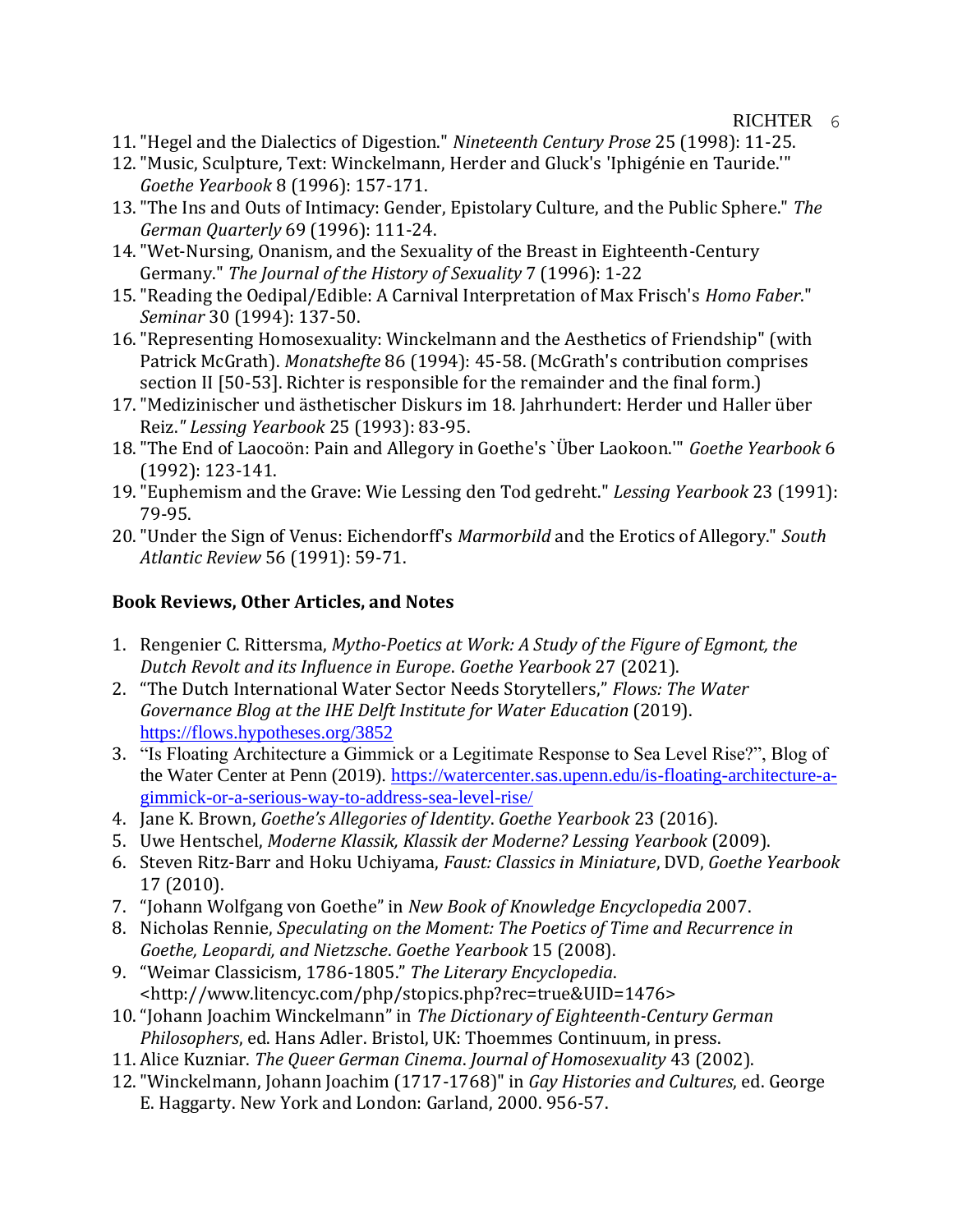11. "Hegel and the Dialectics of Digestion." *Nineteenth Century Prose* 25 (1998): 11-25.
12. "Music, Sculpture, Text: Winckelmann, Herder and Gluck's 'Iphigénie en Tauride.'" *Goethe Yearbook* 8 (1996): 157-171.
13. "The Ins and Outs of Intimacy: Gender, Epistolary Culture, and the Public Sphere." *The German Quarterly* 69 (1996): 111-24.
14. "Wet-Nursing, Onanism, and the Sexuality of the Breast in Eighteenth-Century Germany." *The Journal of the History of Sexuality* 7 (1996): 1-22
15. "Reading the Oedipal/Edible: A Carnival Interpretation of Max Frisch's *Homo Faber*." *Seminar* 30 (1994): 137-50.
16. "Representing Homosexuality: Winckelmann and the Aesthetics of Friendship" (with Patrick McGrath). *Monatshefte* 86 (1994): 45-58. (McGrath's contribution comprises section II [50-53]. Richter is responsible for the remainder and the final form.)
17. "Medizinischer und ästhetischer Diskurs im 18. Jahrhundert: Herder und Haller über Reiz." *Lessing Yearbook* 25 (1993): 83-95.
18. "The End of Laocoön: Pain and Allegory in Goethe's `Über Laokoon.'" *Goethe Yearbook* 6 (1992): 123-141.
19. "Euphemism and the Grave: Wie Lessing den Tod gedreht." *Lessing Yearbook* 23 (1991): 79-95.
20. "Under the Sign of Venus: Eichendorff's *Marmorbild* and the Erotics of Allegory." *South Atlantic Review* 56 (1991): 59-71.

**Book Reviews, Other Articles, and Notes**

1. Rengenier C. Rittersma, *Mytho-Poetics at Work: A Study of the Figure of Egmont, the Dutch Revolt and its Influence in Europe*. *Goethe Yearbook* 27 (2021).
2. "The Dutch International Water Sector Needs Storytellers," *Flows: The Water Governance Blog at the IHE Delft Institute for Water Education* (2019). https://flows.hypotheses.org/3852
3. "Is Floating Architecture a Gimmick or a Legitimate Response to Sea Level Rise?", Blog of the Water Center at Penn (2019). https://watercenter.sas.upenn.edu/is-floating-architecture-a-gimmick-or-a-serious-way-to-address-sea-level-rise/
4. Jane K. Brown, *Goethe's Allegories of Identity*. *Goethe Yearbook* 23 (2016).
5. Uwe Hentschel, *Moderne Klassik, Klassik der Moderne? Lessing Yearbook* (2009).
6. Steven Ritz-Barr and Hoku Uchiyama, *Faust: Classics in Miniature*, DVD, *Goethe Yearbook* 17 (2010).
7. "Johann Wolfgang von Goethe" in *New Book of Knowledge Encyclopedia* 2007.
8. Nicholas Rennie, *Speculating on the Moment: The Poetics of Time and Recurrence in Goethe, Leopardi, and Nietzsche*. *Goethe Yearbook* 15 (2008).
9. "Weimar Classicism, 1786-1805." *The Literary Encyclopedia*. <http://www.litencyc.com/php/stopics.php?rec=true&UID=1476>
10. "Johann Joachim Winckelmann" in *The Dictionary of Eighteenth-Century German Philosophers*, ed. Hans Adler. Bristol, UK: Thoemmes Continuum, in press.
11. Alice Kuzniar. *The Queer German Cinema*. *Journal of Homosexuality* 43 (2002).
12. "Winckelmann, Johann Joachim (1717-1768)" in *Gay Histories and Cultures*, ed. George E. Haggarty. New York and London: Garland, 2000. 956-57.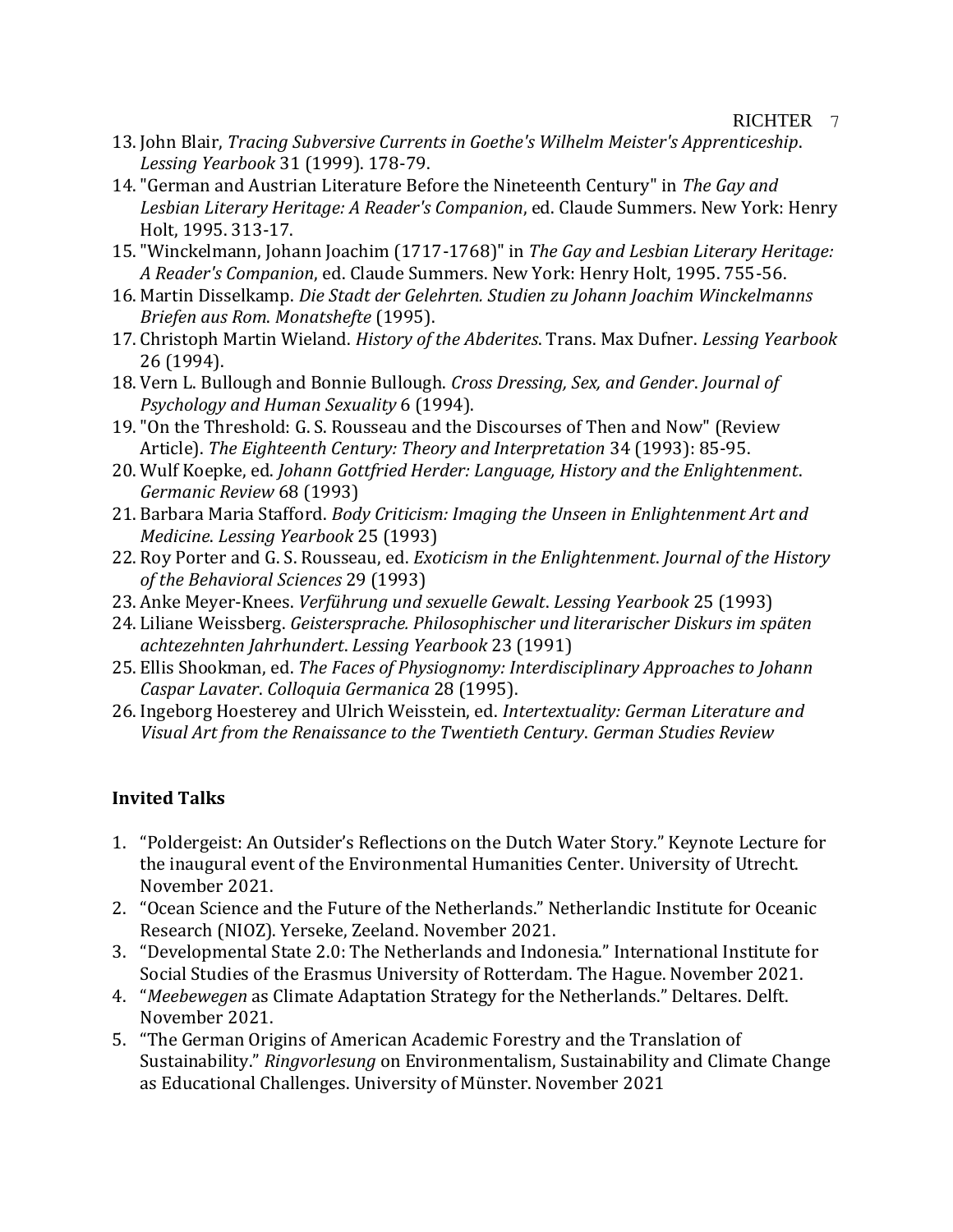13. John Blair, *Tracing Subversive Currents in Goethe's Wilhelm Meister's Apprenticeship*. *Lessing Yearbook* 31 (1999). 178-79.
14. "German and Austrian Literature Before the Nineteenth Century" in *The Gay and Lesbian Literary Heritage: A Reader's Companion*, ed. Claude Summers. New York: Henry Holt, 1995. 313-17.
15. "Winckelmann, Johann Joachim (1717-1768)" in *The Gay and Lesbian Literary Heritage: A Reader's Companion*, ed. Claude Summers. New York: Henry Holt, 1995. 755-56.
16. Martin Disselkamp. *Die Stadt der Gelehrten. Studien zu Johann Joachim Winckelmanns Briefen aus Rom*. *Monatshefte* (1995).
17. Christoph Martin Wieland. *History of the Abderites*. Trans. Max Dufner. *Lessing Yearbook* 26 (1994).
18. Vern L. Bullough and Bonnie Bullough. *Cross Dressing, Sex, and Gender*. *Journal of Psychology and Human Sexuality* 6 (1994).
19. "On the Threshold: G. S. Rousseau and the Discourses of Then and Now" (Review Article). *The Eighteenth Century: Theory and Interpretation* 34 (1993): 85-95.
20. Wulf Koepke, ed. *Johann Gottfried Herder: Language, History and the Enlightenment*. *Germanic Review* 68 (1993)
21. Barbara Maria Stafford. *Body Criticism: Imaging the Unseen in Enlightenment Art and Medicine*. *Lessing Yearbook* 25 (1993)
22. Roy Porter and G. S. Rousseau, ed. *Exoticism in the Enlightenment*. *Journal of the History of the Behavioral Sciences* 29 (1993)
23. Anke Meyer-Knees. *Verführung und sexuelle Gewalt*. *Lessing Yearbook* 25 (1993)
24. Liliane Weissberg. *Geistersprache. Philosophischer und literarischer Diskurs im späten achtezehnten Jahrhundert*. *Lessing Yearbook* 23 (1991)
25. Ellis Shookman, ed. *The Faces of Physiognomy: Interdisciplinary Approaches to Johann Caspar Lavater*. *Colloquia Germanica* 28 (1995).
26. Ingeborg Hoesterey and Ulrich Weisstein, ed. *Intertextuality: German Literature and Visual Art from the Renaissance to the Twentieth Century*. *German Studies Review*

## Invited Talks

1. "Poldergeist: An Outsider's Reflections on the Dutch Water Story." Keynote Lecture for the inaugural event of the Environmental Humanities Center. University of Utrecht. November 2021.
2. "Ocean Science and the Future of the Netherlands." Netherlandic Institute for Oceanic Research (NIOZ). Yerseke, Zeeland. November 2021.
3. "Developmental State 2.0: The Netherlands and Indonesia." International Institute for Social Studies of the Erasmus University of Rotterdam. The Hague. November 2021.
4. "*Meebewegen* as Climate Adaptation Strategy for the Netherlands." Deltares. Delft. November 2021.
5. "The German Origins of American Academic Forestry and the Translation of Sustainability." *Ringvorlesung* on Environmentalism, Sustainability and Climate Change as Educational Challenges. University of Münster. November 2021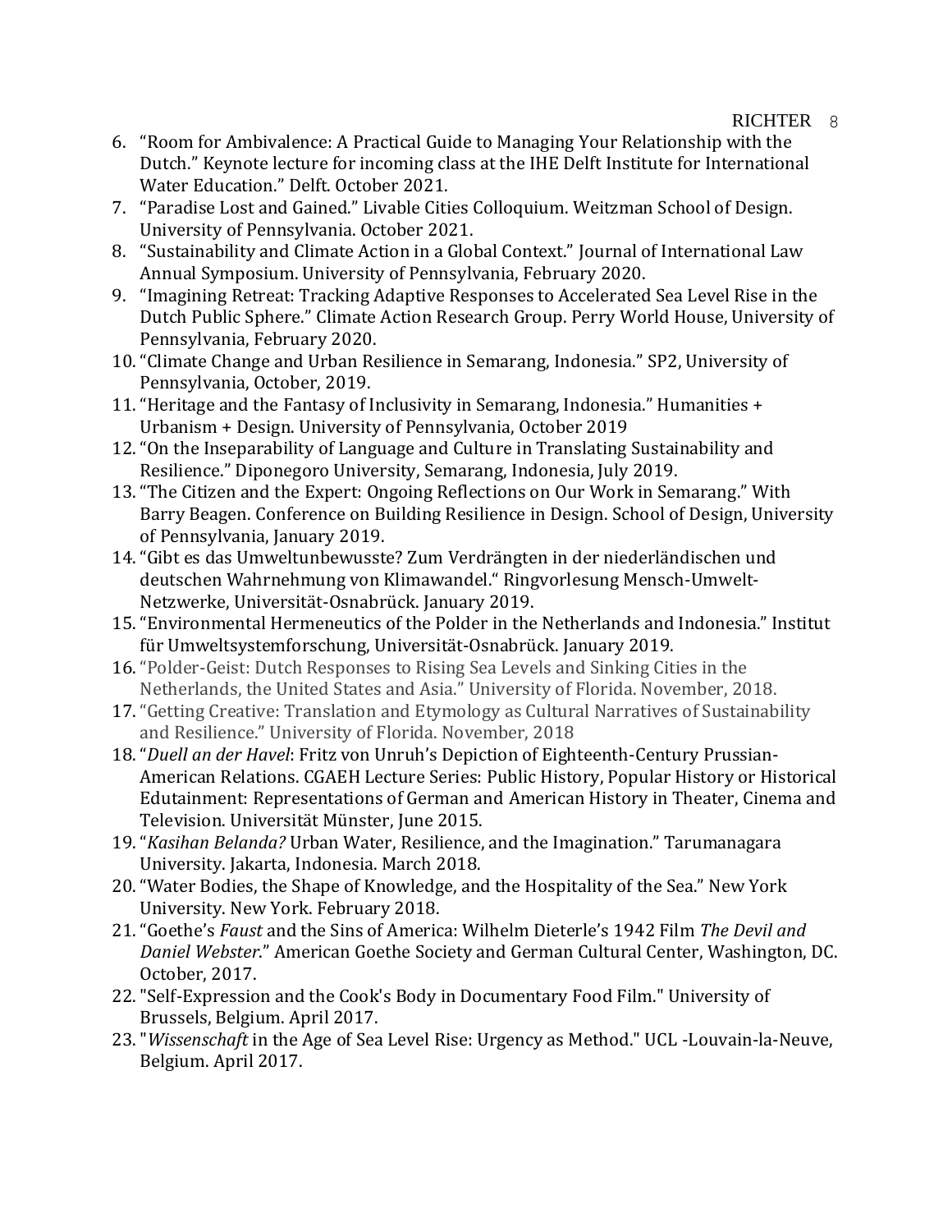6. "Room for Ambivalence: A Practical Guide to Managing Your Relationship with the Dutch." Keynote lecture for incoming class at the IHE Delft Institute for International Water Education." Delft. October 2021.
7. "Paradise Lost and Gained." Livable Cities Colloquium. Weitzman School of Design. University of Pennsylvania. October 2021.
8. "Sustainability and Climate Action in a Global Context." Journal of International Law Annual Symposium. University of Pennsylvania, February 2020.
9. "Imagining Retreat: Tracking Adaptive Responses to Accelerated Sea Level Rise in the Dutch Public Sphere." Climate Action Research Group. Perry World House, University of Pennsylvania, February 2020.
10. "Climate Change and Urban Resilience in Semarang, Indonesia." SP2, University of Pennsylvania, October, 2019.
11. "Heritage and the Fantasy of Inclusivity in Semarang, Indonesia." Humanities + Urbanism + Design. University of Pennsylvania, October 2019
12. "On the Inseparability of Language and Culture in Translating Sustainability and Resilience." Diponegoro University, Semarang, Indonesia, July 2019.
13. "The Citizen and the Expert: Ongoing Reflections on Our Work in Semarang." With Barry Beagen. Conference on Building Resilience in Design. School of Design, University of Pennsylvania, January 2019.
14. "Gibt es das Umweltunbewusste? Zum Verdrängten in der niederländischen und deutschen Wahrnehmung von Klimawandel." Ringvorlesung Mensch-Umwelt-Netzwerke, Universität-Osnabrück. January 2019.
15. "Environmental Hermeneutics of the Polder in the Netherlands and Indonesia." Institut für Umweltsystemforschung, Universität-Osnabrück. January 2019.
16. "Polder-Geist: Dutch Responses to Rising Sea Levels and Sinking Cities in the Netherlands, the United States and Asia." University of Florida. November, 2018.
17. "Getting Creative: Translation and Etymology as Cultural Narratives of Sustainability and Resilience." University of Florida. November, 2018
18. "*Duell an der Havel*: Fritz von Unruh's Depiction of Eighteenth-Century Prussian-American Relations. CGAEH Lecture Series: Public History, Popular History or Historical Edutainment: Representations of German and American History in Theater, Cinema and Television. Universität Münster, June 2015.
19. "*Kasihan Belanda?* Urban Water, Resilience, and the Imagination." Tarumanagara University. Jakarta, Indonesia. March 2018.
20. "Water Bodies, the Shape of Knowledge, and the Hospitality of the Sea." New York University. New York. February 2018.
21. "Goethe's *Faust* and the Sins of America: Wilhelm Dieterle's 1942 Film *The Devil and Daniel Webster*." American Goethe Society and German Cultural Center, Washington, DC. October, 2017.
22. "Self-Expression and the Cook's Body in Documentary Food Film." University of Brussels, Belgium. April 2017.
23. "*Wissenschaft* in the Age of Sea Level Rise: Urgency as Method." UCL -Louvain-la-Neuve, Belgium. April 2017.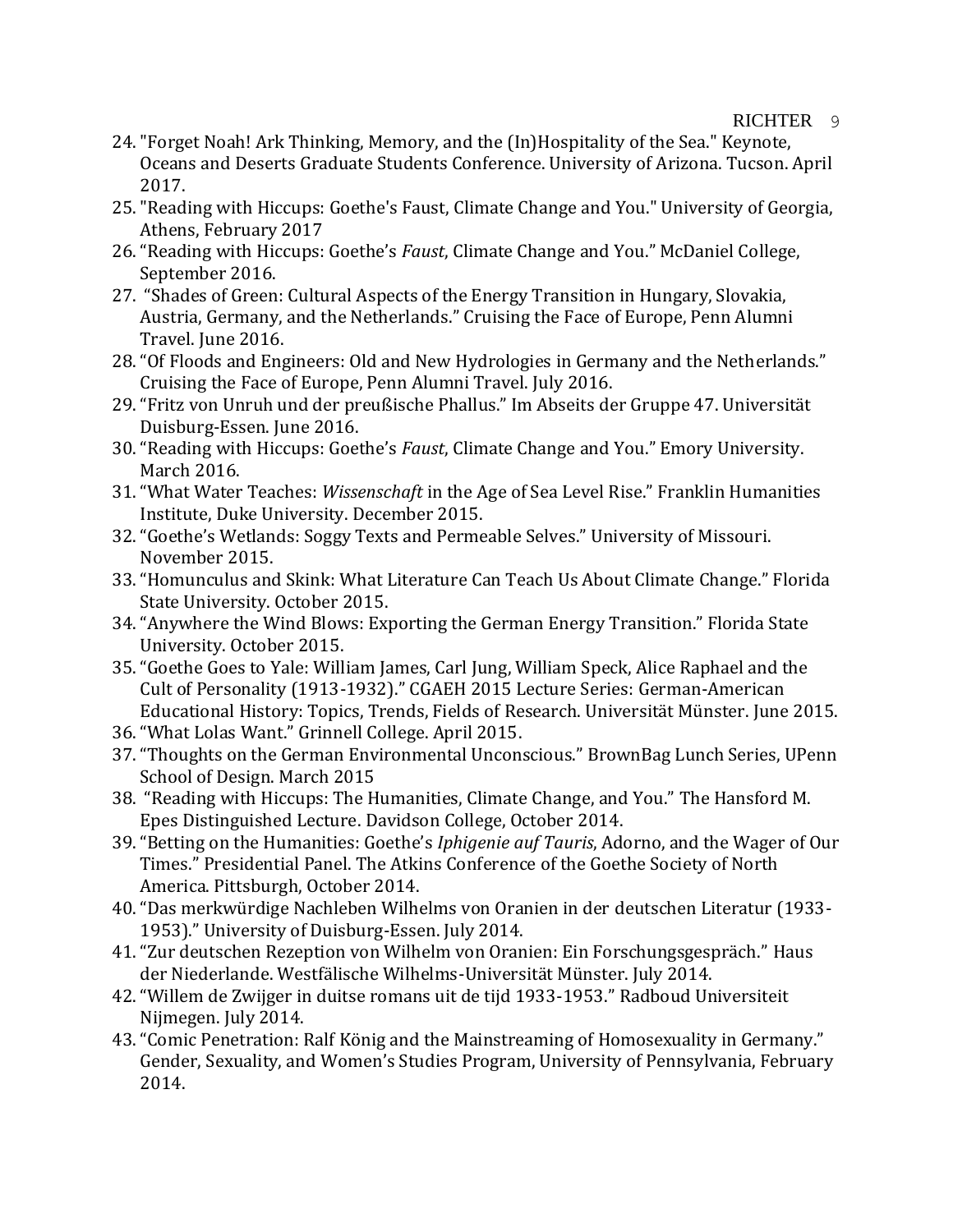24. "Forget Noah! Ark Thinking, Memory, and the (In)Hospitality of the Sea." Keynote, Oceans and Deserts Graduate Students Conference. University of Arizona. Tucson. April 2017.
25. "Reading with Hiccups: Goethe's Faust, Climate Change and You." University of Georgia, Athens, February 2017
26. “Reading with Hiccups: Goethe’s *Faust*, Climate Change and You.” McDaniel College, September 2016.
27. “Shades of Green: Cultural Aspects of the Energy Transition in Hungary, Slovakia, Austria, Germany, and the Netherlands.” Cruising the Face of Europe, Penn Alumni Travel. June 2016.
28. “Of Floods and Engineers: Old and New Hydrologies in Germany and the Netherlands.” Cruising the Face of Europe, Penn Alumni Travel. July 2016.
29. “Fritz von Unruh und der preußische Phallus.” Im Abseits der Gruppe 47. Universität Duisburg-Essen. June 2016.
30. “Reading with Hiccups: Goethe’s *Faust*, Climate Change and You.” Emory University. March 2016.
31. “What Water Teaches: *Wissenschaft* in the Age of Sea Level Rise.” Franklin Humanities Institute, Duke University. December 2015.
32. “Goethe’s Wetlands: Soggy Texts and Permeable Selves.” University of Missouri. November 2015.
33. “Homunculus and Skink: What Literature Can Teach Us About Climate Change.” Florida State University. October 2015.
34. “Anywhere the Wind Blows: Exporting the German Energy Transition.” Florida State University. October 2015.
35. “Goethe Goes to Yale: William James, Carl Jung, William Speck, Alice Raphael and the Cult of Personality (1913-1932).” CGAEH 2015 Lecture Series: German-American Educational History: Topics, Trends, Fields of Research. Universität Münster. June 2015.
36. “What Lolas Want.” Grinnell College. April 2015.
37. “Thoughts on the German Environmental Unconscious.” BrownBag Lunch Series, UPenn School of Design. March 2015
38. “Reading with Hiccups: The Humanities, Climate Change, and You.” The Hansford M. Epes Distinguished Lecture. Davidson College, October 2014.
39. “Betting on the Humanities: Goethe’s *Iphigenie auf Tauris*, Adorno, and the Wager of Our Times.” Presidential Panel. The Atkins Conference of the Goethe Society of North America. Pittsburgh, October 2014.
40. “Das merkwürdige Nachleben Wilhelms von Oranien in der deutschen Literatur (1933-1953).” University of Duisburg-Essen. July 2014.
41. “Zur deutschen Rezeption von Wilhelm von Oranien: Ein Forschungsgespräch.” Haus der Niederlande. Westfälische Wilhelms-Universität Münster. July 2014.
42. “Willem de Zwijger in duitse romans uit de tijd 1933-1953.” Radboud Universiteit Nijmegen. July 2014.
43. “Comic Penetration: Ralf König and the Mainstreaming of Homosexuality in Germany.” Gender, Sexuality, and Women’s Studies Program, University of Pennsylvania, February 2014.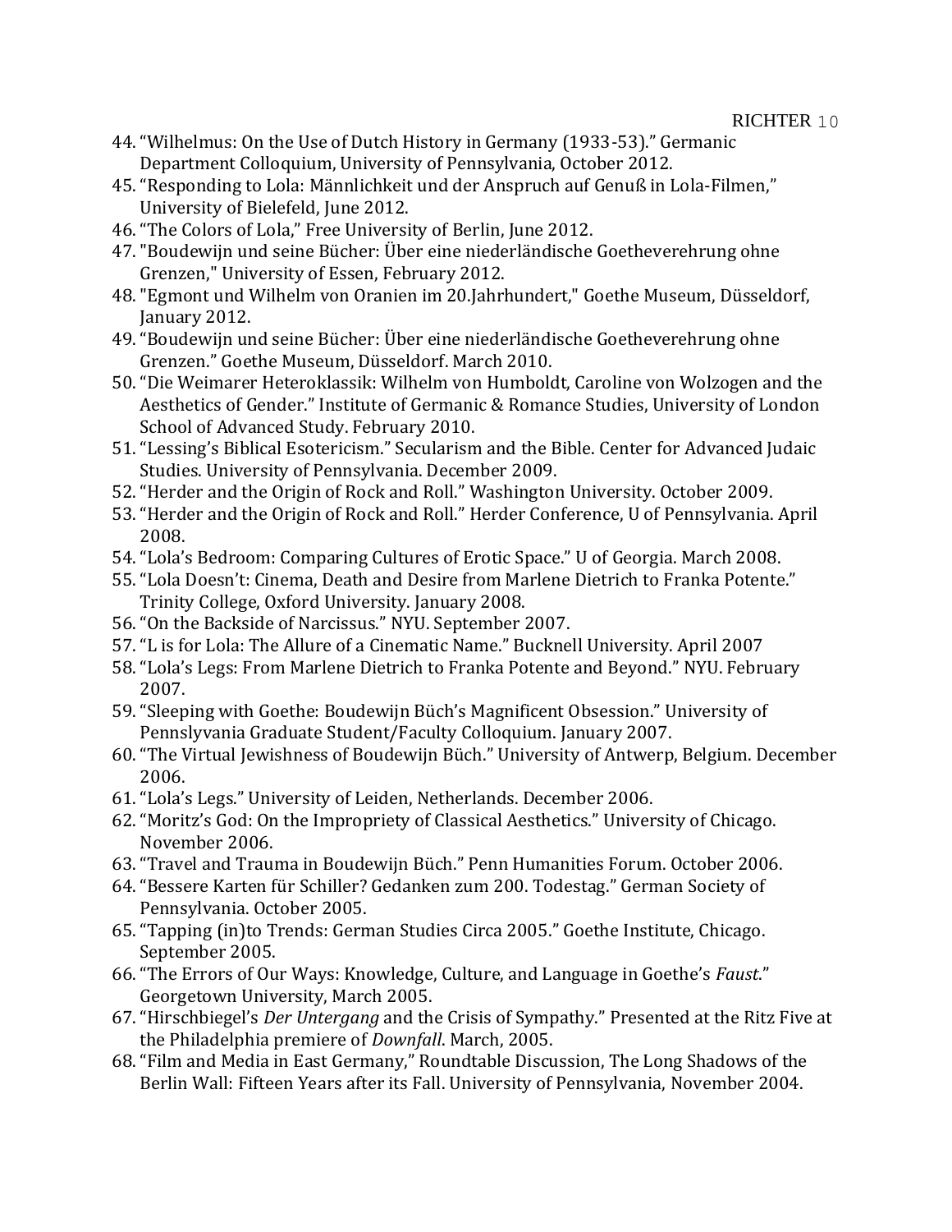44. "Wilhelmus: On the Use of Dutch History in Germany (1933-53)." Germanic Department Colloquium, University of Pennsylvania, October 2012.
45. "Responding to Lola: Männlichkeit und der Anspruch auf Genuß in Lola-Filmen," University of Bielefeld, June 2012.
46. "The Colors of Lola," Free University of Berlin, June 2012.
47. "Boudewijn und seine Bücher: Über eine niederländische Goetheverehrung ohne Grenzen," University of Essen, February 2012.
48. "Egmont und Wilhelm von Oranien im 20.Jahrhundert," Goethe Museum, Düsseldorf, January 2012.
49. "Boudewijn und seine Bücher: Über eine niederländische Goetheverehrung ohne Grenzen." Goethe Museum, Düsseldorf. March 2010.
50. "Die Weimarer Heteroklassik: Wilhelm von Humboldt, Caroline von Wolzogen and the Aesthetics of Gender." Institute of Germanic & Romance Studies, University of London School of Advanced Study. February 2010.
51. "Lessing's Biblical Esotericism." Secularism and the Bible. Center for Advanced Judaic Studies. University of Pennsylvania. December 2009.
52. "Herder and the Origin of Rock and Roll." Washington University. October 2009.
53. "Herder and the Origin of Rock and Roll." Herder Conference, U of Pennsylvania. April 2008.
54. "Lola's Bedroom: Comparing Cultures of Erotic Space." U of Georgia. March 2008.
55. "Lola Doesn't: Cinema, Death and Desire from Marlene Dietrich to Franka Potente." Trinity College, Oxford University. January 2008.
56. "On the Backside of Narcissus." NYU. September 2007.
57. "L is for Lola: The Allure of a Cinematic Name." Bucknell University. April 2007
58. "Lola's Legs: From Marlene Dietrich to Franka Potente and Beyond." NYU. February 2007.
59. "Sleeping with Goethe: Boudewijn Büch's Magnificent Obsession." University of Pennslyvania Graduate Student/Faculty Colloquium. January 2007.
60. "The Virtual Jewishness of Boudewijn Büch." University of Antwerp, Belgium. December 2006.
61. "Lola's Legs." University of Leiden, Netherlands. December 2006.
62. "Moritz's God: On the Impropriety of Classical Aesthetics." University of Chicago. November 2006.
63. "Travel and Trauma in Boudewijn Büch." Penn Humanities Forum. October 2006.
64. "Bessere Karten für Schiller? Gedanken zum 200. Todestag." German Society of Pennsylvania. October 2005.
65. "Tapping (in)to Trends: German Studies Circa 2005." Goethe Institute, Chicago. September 2005.
66. "The Errors of Our Ways: Knowledge, Culture, and Language in Goethe's *Faust*." Georgetown University, March 2005.
67. "Hirschbiegel's *Der Untergang* and the Crisis of Sympathy." Presented at the Ritz Five at the Philadelphia premiere of *Downfall*. March, 2005.
68. "Film and Media in East Germany," Roundtable Discussion, The Long Shadows of the Berlin Wall: Fifteen Years after its Fall. University of Pennsylvania, November 2004.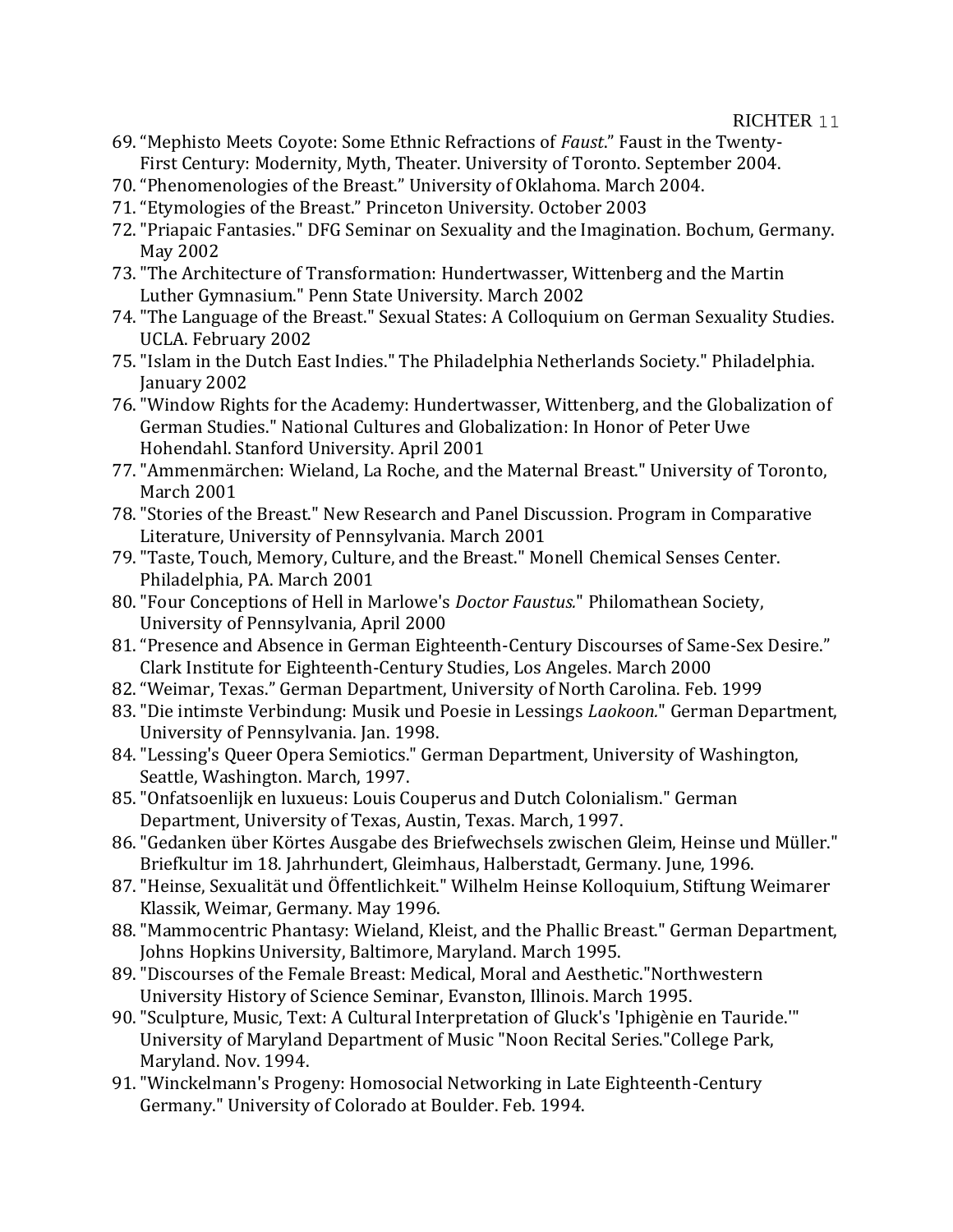69. “Mephisto Meets Coyote: Some Ethnic Refractions of *Faust*.” Faust in the Twenty-First Century: Modernity, Myth, Theater. University of Toronto. September 2004.
70. “Phenomenologies of the Breast.” University of Oklahoma. March 2004.
71. “Etymologies of the Breast.” Princeton University. October 2003
72. "Priapaic Fantasies." DFG Seminar on Sexuality and the Imagination. Bochum, Germany. May 2002
73. "The Architecture of Transformation: Hundertwasser, Wittenberg and the Martin Luther Gymnasium." Penn State University. March 2002
74. "The Language of the Breast." Sexual States: A Colloquium on German Sexuality Studies. UCLA. February 2002
75. "Islam in the Dutch East Indies." The Philadelphia Netherlands Society." Philadelphia. January 2002
76. "Window Rights for the Academy: Hundertwasser, Wittenberg, and the Globalization of German Studies." National Cultures and Globalization: In Honor of Peter Uwe Hohendahl. Stanford University. April 2001
77. "Ammenmärchen: Wieland, La Roche, and the Maternal Breast." University of Toronto, March 2001
78. "Stories of the Breast." New Research and Panel Discussion. Program in Comparative Literature, University of Pennsylvania. March 2001
79. "Taste, Touch, Memory, Culture, and the Breast." Monell Chemical Senses Center. Philadelphia, PA. March 2001
80. "Four Conceptions of Hell in Marlowe's *Doctor Faustus.*" Philomathean Society, University of Pennsylvania, April 2000
81. “Presence and Absence in German Eighteenth-Century Discourses of Same-Sex Desire.” Clark Institute for Eighteenth-Century Studies, Los Angeles. March 2000
82. “Weimar, Texas.” German Department, University of North Carolina. Feb. 1999
83. "Die intimste Verbindung: Musik und Poesie in Lessings *Laokoon.*" German Department, University of Pennsylvania. Jan. 1998.
84. "Lessing's Queer Opera Semiotics." German Department, University of Washington, Seattle, Washington. March, 1997.
85. "Onfatsoenlijk en luxueus: Louis Couperus and Dutch Colonialism." German Department, University of Texas, Austin, Texas. March, 1997.
86. "Gedanken über Körtes Ausgabe des Briefwechsels zwischen Gleim, Heinse und Müller." Briefkultur im 18. Jahrhundert, Gleimhaus, Halberstadt, Germany. June, 1996.
87. "Heinse, Sexualität und Öffentlichkeit." Wilhelm Heinse Kolloquium, Stiftung Weimarer Klassik, Weimar, Germany. May 1996.
88. "Mammocentric Phantasy: Wieland, Kleist, and the Phallic Breast." German Department, Johns Hopkins University, Baltimore, Maryland. March 1995.
89. "Discourses of the Female Breast: Medical, Moral and Aesthetic."Northwestern University History of Science Seminar, Evanston, Illinois. March 1995.
90. "Sculpture, Music, Text: A Cultural Interpretation of Gluck's 'Iphigènie en Tauride.'" University of Maryland Department of Music "Noon Recital Series."College Park, Maryland. Nov. 1994.
91. "Winckelmann's Progeny: Homosocial Networking in Late Eighteenth-Century Germany." University of Colorado at Boulder. Feb. 1994.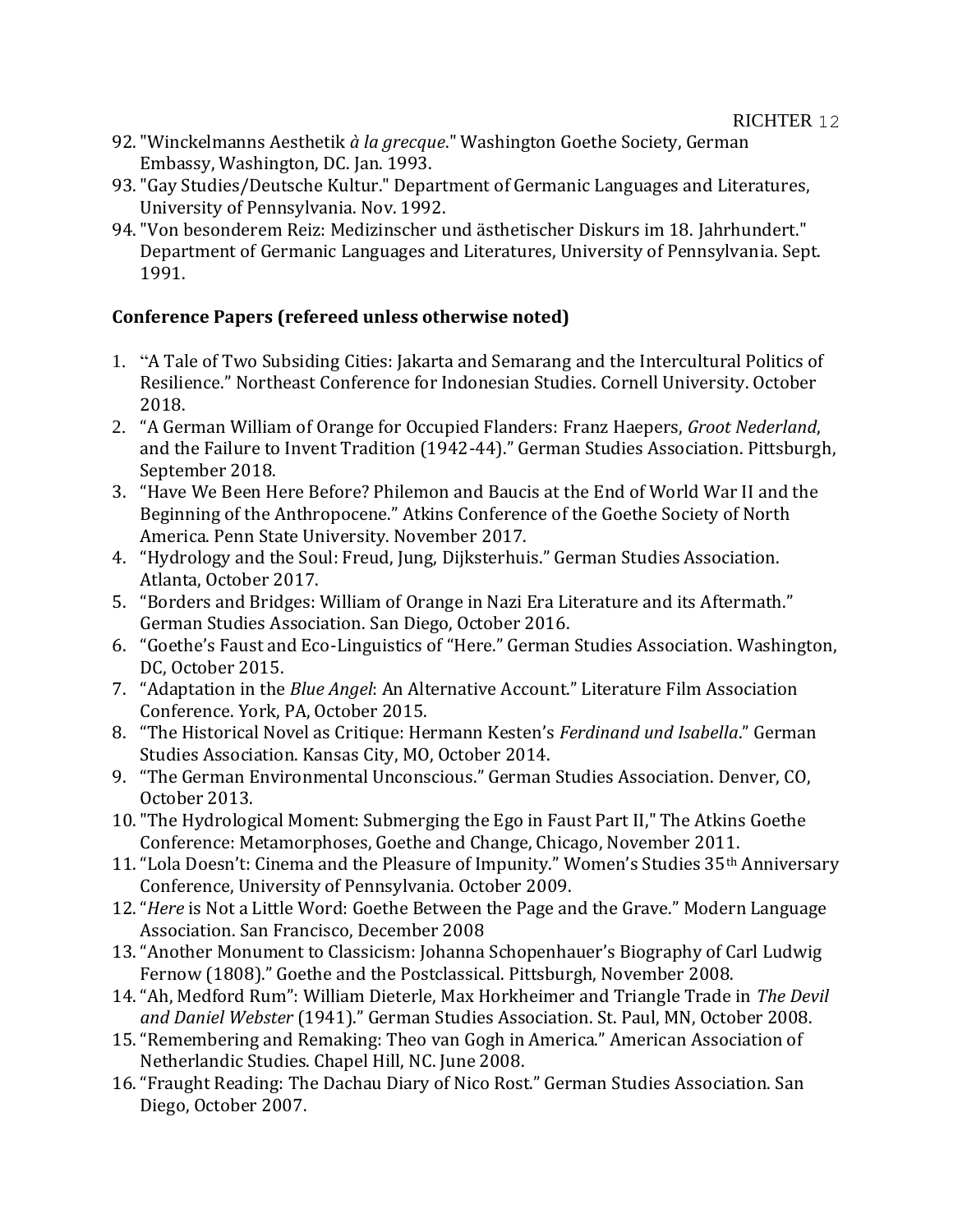92. "Winckelmanns Aesthetik *à la grecque*." Washington Goethe Society, German Embassy, Washington, DC. Jan. 1993.
93. "Gay Studies/Deutsche Kultur." Department of Germanic Languages and Literatures, University of Pennsylvania. Nov. 1992.
94. "Von besonderem Reiz: Medizinscher und ästhetischer Diskurs im 18. Jahrhundert." Department of Germanic Languages and Literatures, University of Pennsylvania. Sept. 1991.

**Conference Papers (refereed unless otherwise noted)**

1. "A Tale of Two Subsiding Cities: Jakarta and Semarang and the Intercultural Politics of Resilience." Northeast Conference for Indonesian Studies. Cornell University. October 2018.
2. "A German William of Orange for Occupied Flanders: Franz Haepers, *Groot Nederland*, and the Failure to Invent Tradition (1942-44)." German Studies Association. Pittsburgh, September 2018.
3. "Have We Been Here Before? Philemon and Baucis at the End of World War II and the Beginning of the Anthropocene." Atkins Conference of the Goethe Society of North America. Penn State University. November 2017.
4. "Hydrology and the Soul: Freud, Jung, Dijksterhuis." German Studies Association. Atlanta, October 2017.
5. "Borders and Bridges: William of Orange in Nazi Era Literature and its Aftermath." German Studies Association. San Diego, October 2016.
6. "Goethe's Faust and Eco-Linguistics of "Here." German Studies Association. Washington, DC, October 2015.
7. "Adaptation in the *Blue Angel*: An Alternative Account." Literature Film Association Conference. York, PA, October 2015.
8. "The Historical Novel as Critique: Hermann Kesten's *Ferdinand und Isabella*." German Studies Association. Kansas City, MO, October 2014.
9. "The German Environmental Unconscious." German Studies Association. Denver, CO, October 2013.
10. "The Hydrological Moment: Submerging the Ego in Faust Part II," The Atkins Goethe Conference: Metamorphoses, Goethe and Change, Chicago, November 2011.
11. "Lola Doesn't: Cinema and the Pleasure of Impunity." Women's Studies 35th Anniversary Conference, University of Pennsylvania. October 2009.
12. "*Here* is Not a Little Word: Goethe Between the Page and the Grave." Modern Language Association. San Francisco, December 2008
13. "Another Monument to Classicism: Johanna Schopenhauer's Biography of Carl Ludwig Fernow (1808)." Goethe and the Postclassical. Pittsburgh, November 2008.
14. "Ah, Medford Rum": William Dieterle, Max Horkheimer and Triangle Trade in *The Devil and Daniel Webster* (1941)." German Studies Association. St. Paul, MN, October 2008.
15. "Remembering and Remaking: Theo van Gogh in America." American Association of Netherlandic Studies. Chapel Hill, NC. June 2008.
16. "Fraught Reading: The Dachau Diary of Nico Rost." German Studies Association. San Diego, October 2007.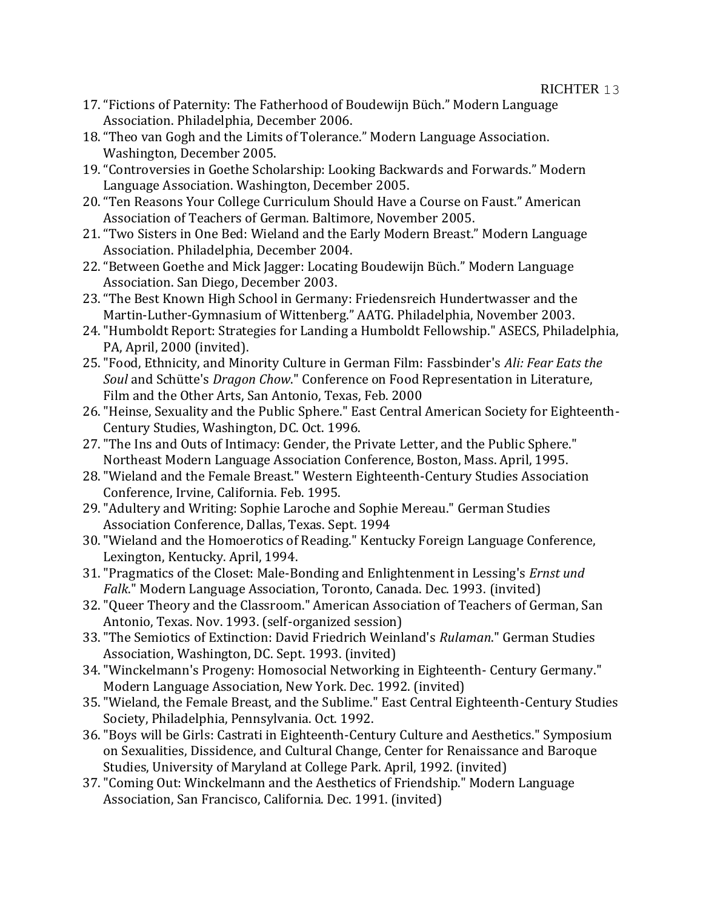17. “Fictions of Paternity: The Fatherhood of Boudewijn Büch.” Modern Language Association. Philadelphia, December 2006.
18. “Theo van Gogh and the Limits of Tolerance.” Modern Language Association. Washington, December 2005.
19. “Controversies in Goethe Scholarship: Looking Backwards and Forwards.” Modern Language Association. Washington, December 2005.
20. “Ten Reasons Your College Curriculum Should Have a Course on Faust.” American Association of Teachers of German. Baltimore, November 2005.
21. “Two Sisters in One Bed: Wieland and the Early Modern Breast.” Modern Language Association. Philadelphia, December 2004.
22. “Between Goethe and Mick Jagger: Locating Boudewijn Büch.” Modern Language Association. San Diego, December 2003.
23. “The Best Known High School in Germany: Friedensreich Hundertwasser and the Martin-Luther-Gymnasium of Wittenberg.” AATG. Philadelphia, November 2003.
24. "Humboldt Report: Strategies for Landing a Humboldt Fellowship." ASECS, Philadelphia, PA, April, 2000 (invited).
25. "Food, Ethnicity, and Minority Culture in German Film: Fassbinder's *Ali: Fear Eats the Soul* and Schütte's *Dragon Chow*." Conference on Food Representation in Literature, Film and the Other Arts, San Antonio, Texas, Feb. 2000
26. "Heinse, Sexuality and the Public Sphere." East Central American Society for Eighteenth-Century Studies, Washington, DC. Oct. 1996.
27. "The Ins and Outs of Intimacy: Gender, the Private Letter, and the Public Sphere." Northeast Modern Language Association Conference, Boston, Mass. April, 1995.
28. "Wieland and the Female Breast." Western Eighteenth-Century Studies Association Conference, Irvine, California. Feb. 1995.
29. "Adultery and Writing: Sophie Laroche and Sophie Mereau." German Studies Association Conference, Dallas, Texas. Sept. 1994
30. "Wieland and the Homoerotics of Reading." Kentucky Foreign Language Conference, Lexington, Kentucky. April, 1994.
31. "Pragmatics of the Closet: Male-Bonding and Enlightenment in Lessing's *Ernst und Falk*." Modern Language Association, Toronto, Canada. Dec. 1993. (invited)
32. "Queer Theory and the Classroom." American Association of Teachers of German, San Antonio, Texas. Nov. 1993. (self-organized session)
33. "The Semiotics of Extinction: David Friedrich Weinland's *Rulaman*." German Studies Association, Washington, DC. Sept. 1993. (invited)
34. "Winckelmann's Progeny: Homosocial Networking in Eighteenth- Century Germany." Modern Language Association, New York. Dec. 1992. (invited)
35. "Wieland, the Female Breast, and the Sublime." East Central Eighteenth-Century Studies Society, Philadelphia, Pennsylvania. Oct. 1992.
36. "Boys will be Girls: Castrati in Eighteenth-Century Culture and Aesthetics." Symposium on Sexualities, Dissidence, and Cultural Change, Center for Renaissance and Baroque Studies, University of Maryland at College Park. April, 1992. (invited)
37. "Coming Out: Winckelmann and the Aesthetics of Friendship." Modern Language Association, San Francisco, California. Dec. 1991. (invited)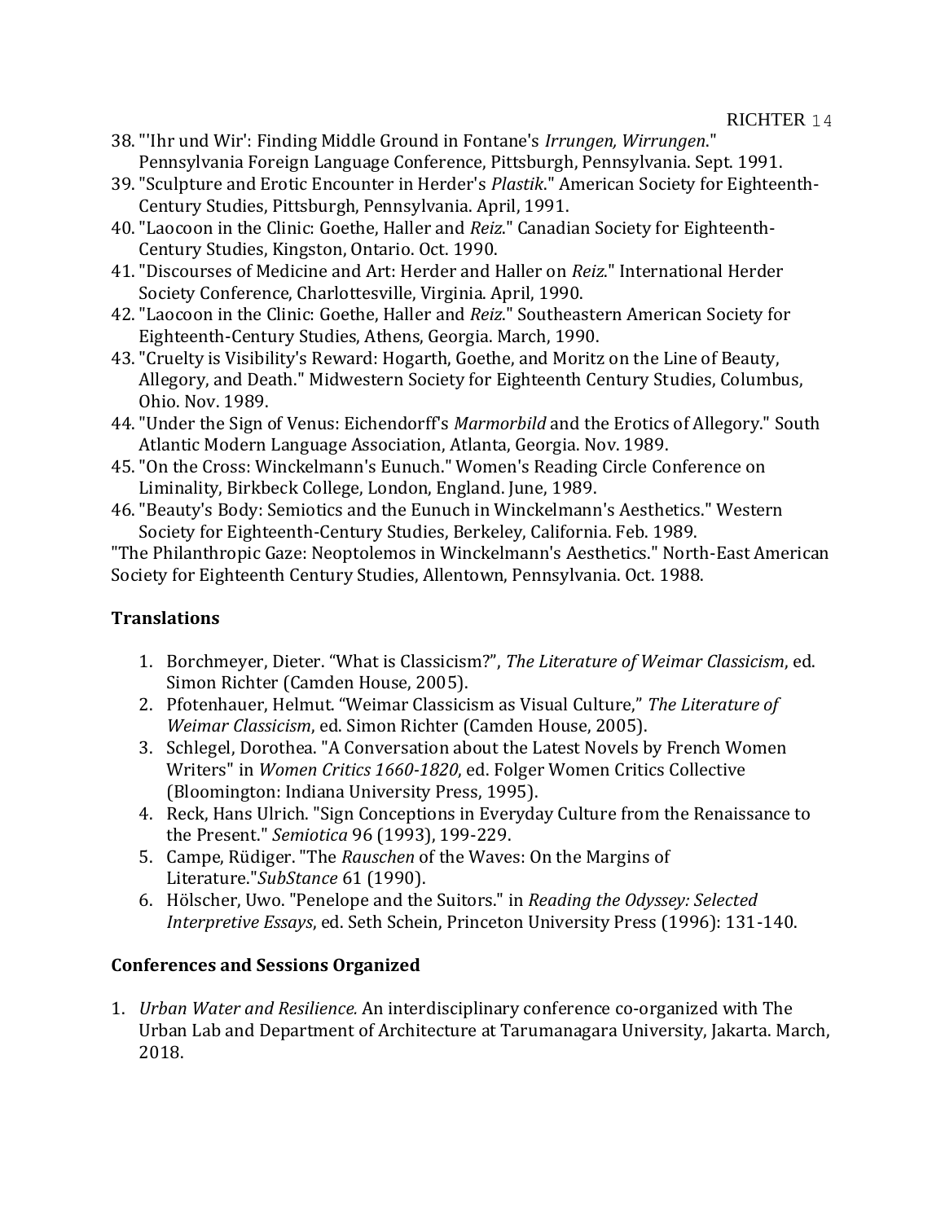38. "'Ihr und Wir': Finding Middle Ground in Fontane's *Irrungen, Wirrungen*." Pennsylvania Foreign Language Conference, Pittsburgh, Pennsylvania. Sept. 1991.
39. "Sculpture and Erotic Encounter in Herder's *Plastik*." American Society for Eighteenth-Century Studies, Pittsburgh, Pennsylvania. April, 1991.
40. "Laocoon in the Clinic: Goethe, Haller and *Reiz*." Canadian Society for Eighteenth-Century Studies, Kingston, Ontario. Oct. 1990.
41. "Discourses of Medicine and Art: Herder and Haller on *Reiz*." International Herder Society Conference, Charlottesville, Virginia. April, 1990.
42. "Laocoon in the Clinic: Goethe, Haller and *Reiz*." Southeastern American Society for Eighteenth-Century Studies, Athens, Georgia. March, 1990.
43. "Cruelty is Visibility's Reward: Hogarth, Goethe, and Moritz on the Line of Beauty, Allegory, and Death." Midwestern Society for Eighteenth Century Studies, Columbus, Ohio. Nov. 1989.
44. "Under the Sign of Venus: Eichendorff's *Marmorbild* and the Erotics of Allegory." South Atlantic Modern Language Association, Atlanta, Georgia. Nov. 1989.
45. "On the Cross: Winckelmann's Eunuch." Women's Reading Circle Conference on Liminality, Birkbeck College, London, England. June, 1989.
46. "Beauty's Body: Semiotics and the Eunuch in Winckelmann's Aesthetics." Western Society for Eighteenth-Century Studies, Berkeley, California. Feb. 1989.

"The Philanthropic Gaze: Neoptolemos in Winckelmann's Aesthetics." North-East American Society for Eighteenth Century Studies, Allentown, Pennsylvania. Oct. 1988.

**Translations**

1. Borchmeyer, Dieter. "What is Classicism?", *The Literature of Weimar Classicism*, ed. Simon Richter (Camden House, 2005).
2. Pfotenhauer, Helmut. "Weimar Classicism as Visual Culture," *The Literature of Weimar Classicism*, ed. Simon Richter (Camden House, 2005).
3. Schlegel, Dorothea. "A Conversation about the Latest Novels by French Women Writers" in *Women Critics 1660-1820*, ed. Folger Women Critics Collective (Bloomington: Indiana University Press, 1995).
4. Reck, Hans Ulrich. "Sign Conceptions in Everyday Culture from the Renaissance to the Present." *Semiotica* 96 (1993), 199-229.
5. Campe, Rüdiger. "The *Rauschen* of the Waves: On the Margins of Literature."*SubStance* 61 (1990).
6. Hölscher, Uwo. "Penelope and the Suitors." in *Reading the Odyssey: Selected Interpretive Essays*, ed. Seth Schein, Princeton University Press (1996): 131-140.

**Conferences and Sessions Organized**

1. *Urban Water and Resilience.* An interdisciplinary conference co-organized with The Urban Lab and Department of Architecture at Tarumanagara University, Jakarta. March, 2018.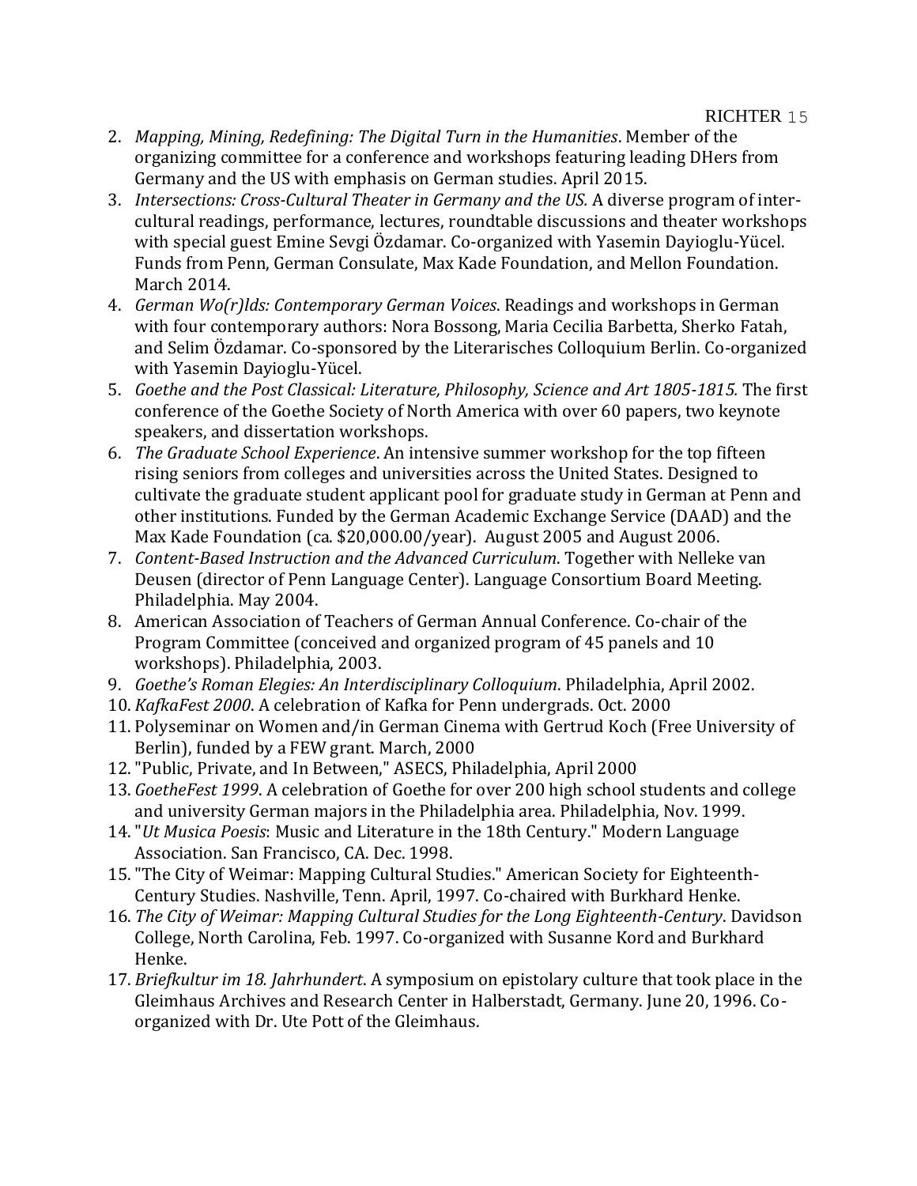2. *Mapping, Mining, Redefining: The Digital Turn in the Humanities*. Member of the organizing committee for a conference and workshops featuring leading DHers from Germany and the US with emphasis on German studies. April 2015.
3. *Intersections: Cross-Cultural Theater in Germany and the US.* A diverse program of inter-cultural readings, performance, lectures, roundtable discussions and theater workshops with special guest Emine Sevgi Özdamar. Co-organized with Yasemin Dayioglu-Yücel. Funds from Penn, German Consulate, Max Kade Foundation, and Mellon Foundation. March 2014.
4. *German Wo(r)lds: Contemporary German Voices*. Readings and workshops in German with four contemporary authors: Nora Bossong, Maria Cecilia Barbetta, Sherko Fatah, and Selim Özdamar. Co-sponsored by the Literarisches Colloquium Berlin. Co-organized with Yasemin Dayioglu-Yücel.
5. *Goethe and the Post Classical: Literature, Philosophy, Science and Art 1805-1815.* The first conference of the Goethe Society of North America with over 60 papers, two keynote speakers, and dissertation workshops.
6. *The Graduate School Experience*. An intensive summer workshop for the top fifteen rising seniors from colleges and universities across the United States. Designed to cultivate the graduate student applicant pool for graduate study in German at Penn and other institutions. Funded by the German Academic Exchange Service (DAAD) and the Max Kade Foundation (ca. $20,000.00/year). August 2005 and August 2006.
7. *Content-Based Instruction and the Advanced Curriculum*. Together with Nelleke van Deusen (director of Penn Language Center). Language Consortium Board Meeting. Philadelphia. May 2004.
8. American Association of Teachers of German Annual Conference. Co-chair of the Program Committee (conceived and organized program of 45 panels and 10 workshops). Philadelphia, 2003.
9. *Goethe's Roman Elegies: An Interdisciplinary Colloquium*. Philadelphia, April 2002.
10. *KafkaFest 2000*. A celebration of Kafka for Penn undergrads. Oct. 2000
11. Polyseminar on Women and/in German Cinema with Gertrud Koch (Free University of Berlin), funded by a FEW grant. March, 2000
12. "Public, Private, and In Between," ASECS, Philadelphia, April 2000
13. *GoetheFest 1999*. A celebration of Goethe for over 200 high school students and college and university German majors in the Philadelphia area. Philadelphia, Nov. 1999.
14. "*Ut Musica Poesis*: Music and Literature in the 18th Century." Modern Language Association. San Francisco, CA. Dec. 1998.
15. "The City of Weimar: Mapping Cultural Studies." American Society for Eighteenth-Century Studies. Nashville, Tenn. April, 1997. Co-chaired with Burkhard Henke.
16. *The City of Weimar: Mapping Cultural Studies for the Long Eighteenth-Century*. Davidson College, North Carolina, Feb. 1997. Co-organized with Susanne Kord and Burkhard Henke.
17. *Briefkultur im 18. Jahrhundert*. A symposium on epistolary culture that took place in the Gleimhaus Archives and Research Center in Halberstadt, Germany. June 20, 1996. Co-organized with Dr. Ute Pott of the Gleimhaus.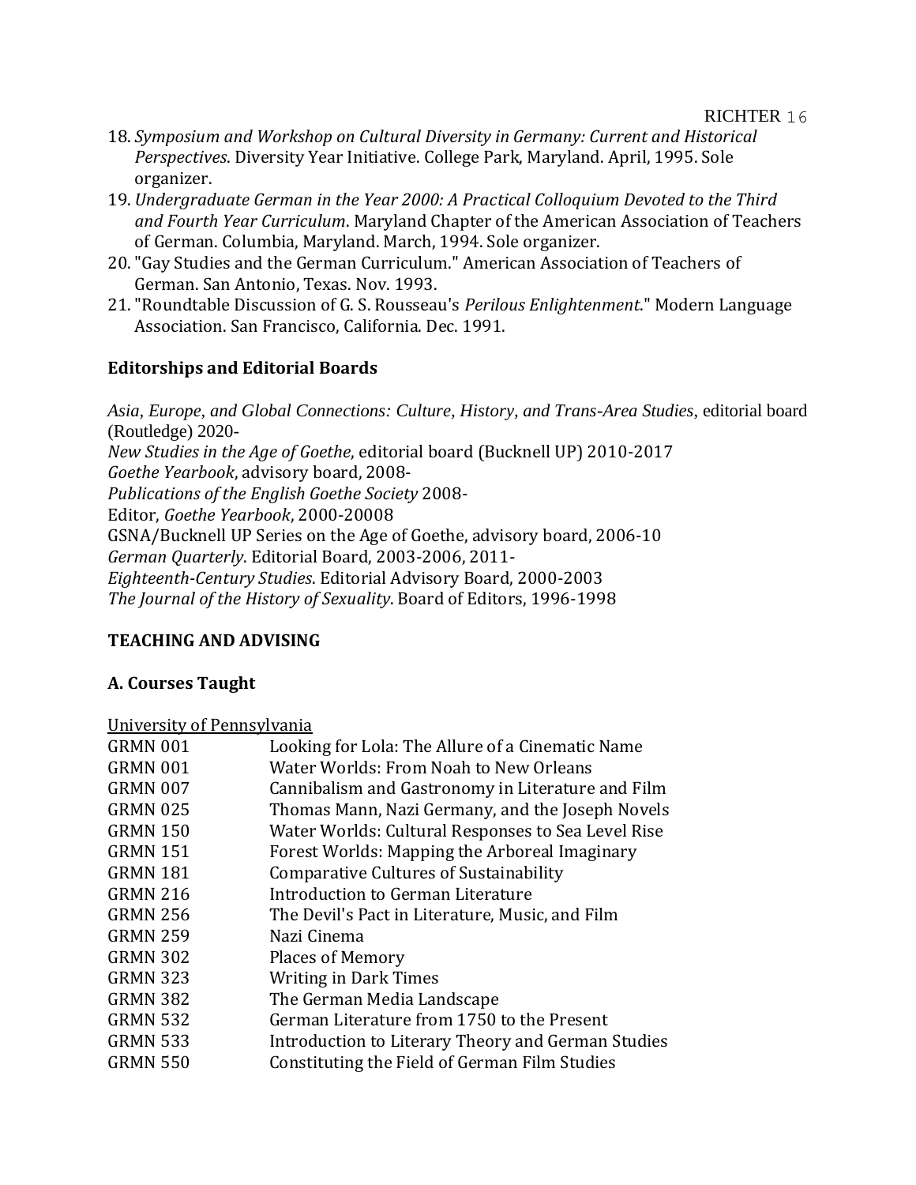18. *Symposium and Workshop on Cultural Diversity in Germany: Current and Historical Perspectives*. Diversity Year Initiative. College Park, Maryland. April, 1995. Sole organizer.
19. *Undergraduate German in the Year 2000: A Practical Colloquium Devoted to the Third and Fourth Year Curriculum*. Maryland Chapter of the American Association of Teachers of German. Columbia, Maryland. March, 1994. Sole organizer.
20. "Gay Studies and the German Curriculum." American Association of Teachers of German. San Antonio, Texas. Nov. 1993.
21. "Roundtable Discussion of G. S. Rousseau's *Perilous Enlightenment*." Modern Language Association. San Francisco, California. Dec. 1991.

**Editorships and Editorial Boards**

*Asia, Europe, and Global Connections: Culture, History, and Trans-Area Studies*, editorial board (Routledge) 2020-
*New Studies in the Age of Goethe*, editorial board (Bucknell UP) 2010-2017
*Goethe Yearbook*, advisory board, 2008-
*Publications of the English Goethe Society* 2008-
Editor, *Goethe Yearbook*, 2000-20008
GSNA/Bucknell UP Series on the Age of Goethe, advisory board, 2006-10
*German Quarterly*. Editorial Board, 2003-2006, 2011-
*Eighteenth-Century Studies*. Editorial Advisory Board, 2000-2003
*The Journal of the History of Sexuality*. Board of Editors, 1996-1998

**TEACHING AND ADVISING**

**A. Courses Taught**

University of Pennsylvania

| | |
|---|---|
| GRMN 001 | Looking for Lola: The Allure of a Cinematic Name |
| GRMN 001 | Water Worlds: From Noah to New Orleans |
| GRMN 007 | Cannibalism and Gastronomy in Literature and Film |
| GRMN 025 | Thomas Mann, Nazi Germany, and the Joseph Novels |
| GRMN 150 | Water Worlds: Cultural Responses to Sea Level Rise |
| GRMN 151 | Forest Worlds: Mapping the Arboreal Imaginary |
| GRMN 181 | Comparative Cultures of Sustainability |
| GRMN 216 | Introduction to German Literature |
| GRMN 256 | The Devil's Pact in Literature, Music, and Film |
| GRMN 259 | Nazi Cinema |
| GRMN 302 | Places of Memory |
| GRMN 323 | Writing in Dark Times |
| GRMN 382 | The German Media Landscape |
| GRMN 532 | German Literature from 1750 to the Present |
| GRMN 533 | Introduction to Literary Theory and German Studies |
| GRMN 550 | Constituting the Field of German Film Studies |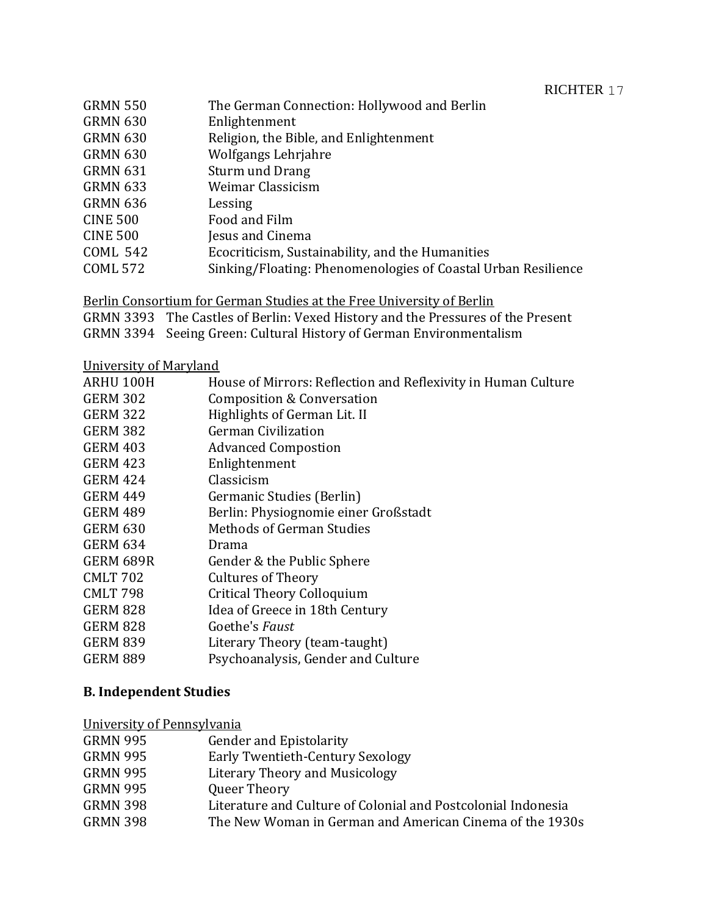GRMN 550 The German Connection: Hollywood and Berlin
GRMN 630 Enlightenment
GRMN 630 Religion, the Bible, and Enlightenment
GRMN 630 Wolfgangs Lehrjahre
GRMN 631 Sturm und Drang
GRMN 633 Weimar Classicism
GRMN 636 Lessing
CINE 500 Food and Film
CINE 500 Jesus and Cinema
COML 542 Ecocriticism, Sustainability, and the Humanities
COML 572 Sinking/Floating: Phenomenologies of Coastal Urban Resilience

Berlin Consortium for German Studies at the Free University of Berlin

GRMN 3393 The Castles of Berlin: Vexed History and the Pressures of the Present
GRMN 3394 Seeing Green: Cultural History of German Environmentalism

University of Maryland

ARHU 100H House of Mirrors: Reflection and Reflexivity in Human Culture
GERM 302 Composition & Conversation
GERM 322 Highlights of German Lit. II
GERM 382 German Civilization
GERM 403 Advanced Compostion
GERM 423 Enlightenment
GERM 424 Classicism
GERM 449 Germanic Studies (Berlin)
GERM 489 Berlin: Physiognomie einer Großstadt
GERM 630 Methods of German Studies
GERM 634 Drama
GERM 689R Gender & the Public Sphere
CMLT 702 Cultures of Theory
CMLT 798 Critical Theory Colloquium
GERM 828 Idea of Greece in 18th Century
GERM 828 Goethe's *Faust*
GERM 839 Literary Theory (team-taught)
GERM 889 Psychoanalysis, Gender and Culture

**B. Independent Studies**

University of Pennsylvania

GRMN 995 Gender and Epistolarity
GRMN 995 Early Twentieth-Century Sexology
GRMN 995 Literary Theory and Musicology
GRMN 995 Queer Theory
GRMN 398 Literature and Culture of Colonial and Postcolonial Indonesia
GRMN 398 The New Woman in German and American Cinema of the 1930s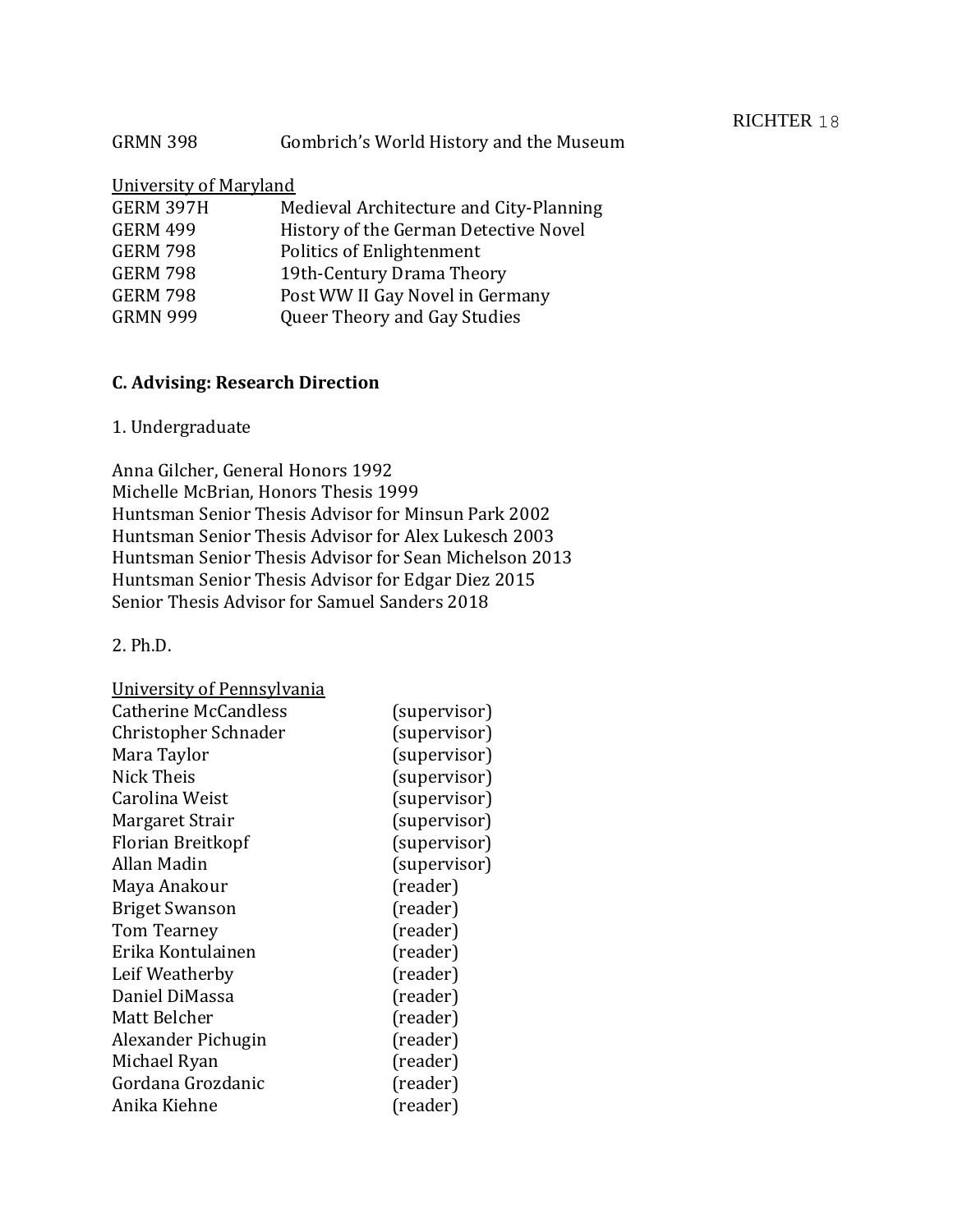| | |
|---|---|
| GRMN 398 | Gombrich's World History and the Museum |

<u>University of Maryland</u>

| | |
|---|---|
| GERM 397H | Medieval Architecture and City-Planning |
| GERM 499 | History of the German Detective Novel |
| GERM 798 | Politics of Enlightenment |
| GERM 798 | 19th-Century Drama Theory |
| GERM 798 | Post WW II Gay Novel in Germany |
| GRMN 999 | Queer Theory and Gay Studies |

**C. Advising: Research Direction**

1. Undergraduate

Anna Gilcher, General Honors 1992
Michelle McBrian, Honors Thesis 1999
Huntsman Senior Thesis Advisor for Minsun Park 2002
Huntsman Senior Thesis Advisor for Alex Lukesch 2003
Huntsman Senior Thesis Advisor for Sean Michelson 2013
Huntsman Senior Thesis Advisor for Edgar Diez 2015
Senior Thesis Advisor for Samuel Sanders 2018

2. Ph.D.

<u>University of Pennsylvania</u>

| | |
|---|---|
| Catherine McCandless | (supervisor) |
| Christopher Schnader | (supervisor) |
| Mara Taylor | (supervisor) |
| Nick Theis | (supervisor) |
| Carolina Weist | (supervisor) |
| Margaret Strair | (supervisor) |
| Florian Breitkopf | (supervisor) |
| Allan Madin | (supervisor) |
| Maya Anakour | (reader) |
| Briget Swanson | (reader) |
| Tom Tearney | (reader) |
| Erika Kontulainen | (reader) |
| Leif Weatherby | (reader) |
| Daniel DiMassa | (reader) |
| Matt Belcher | (reader) |
| Alexander Pichugin | (reader) |
| Michael Ryan | (reader) |
| Gordana Grozdanic | (reader) |
| Anika Kiehne | (reader) |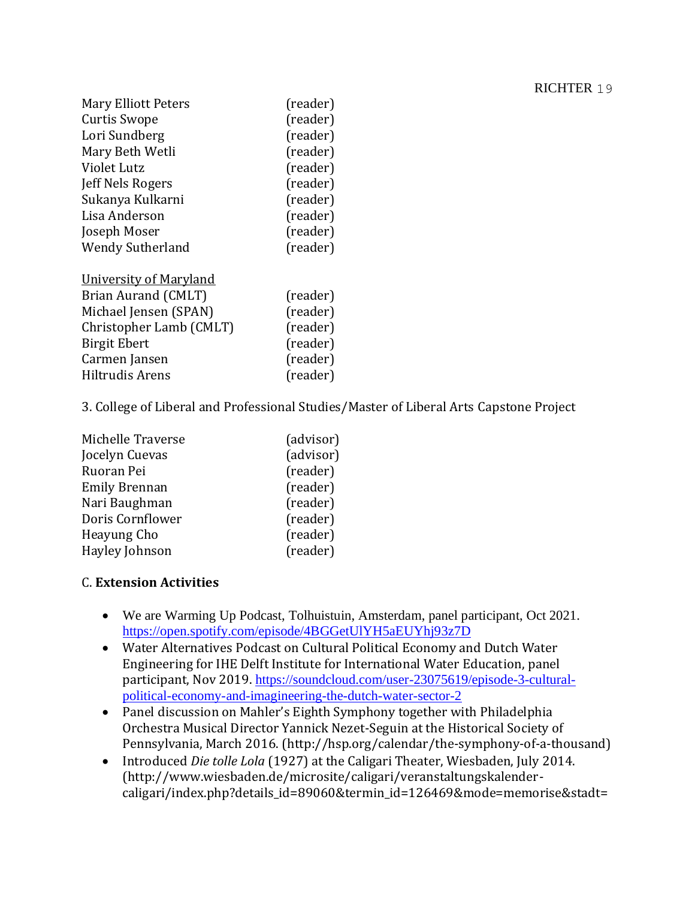| | |
|---|---|
| Mary Elliott Peters | (reader) |
| Curtis Swope | (reader) |
| Lori Sundberg | (reader) |
| Mary Beth Wetli | (reader) |
| Violet Lutz | (reader) |
| Jeff Nels Rogers | (reader) |
| Sukanya Kulkarni | (reader) |
| Lisa Anderson | (reader) |
| Joseph Moser | (reader) |
| Wendy Sutherland | (reader) |

<u>University of Maryland</u>

| | |
|---|---|
| Brian Aurand (CMLT) | (reader) |
| Michael Jensen (SPAN) | (reader) |
| Christopher Lamb (CMLT) | (reader) |
| Birgit Ebert | (reader) |
| Carmen Jansen | (reader) |
| Hiltrudis Arens | (reader) |

3. College of Liberal and Professional Studies/Master of Liberal Arts Capstone Project

| | |
|---|---|
| Michelle Traverse | (advisor) |
| Jocelyn Cuevas | (advisor) |
| Ruoran Pei | (reader) |
| Emily Brennan | (reader) |
| Nari Baughman | (reader) |
| Doris Cornflower | (reader) |
| Heayung Cho | (reader) |
| Hayley Johnson | (reader) |

C. **Extension Activities**

- We are Warming Up Podcast, Tolhuistuin, Amsterdam, panel participant, Oct 2021. https://open.spotify.com/episode/4BGGetUlYH5aEUYhj93z7D
- Water Alternatives Podcast on Cultural Political Economy and Dutch Water Engineering for IHE Delft Institute for International Water Education, panel participant, Nov 2019. https://soundcloud.com/user-23075619/episode-3-cultural-political-economy-and-imagineering-the-dutch-water-sector-2
- Panel discussion on Mahler's Eighth Symphony together with Philadelphia Orchestra Musical Director Yannick Nezet-Seguin at the Historical Society of Pennsylvania, March 2016. (http://hsp.org/calendar/the-symphony-of-a-thousand)
- Introduced *Die tolle Lola* (1927) at the Caligari Theater, Wiesbaden, July 2014. (http://www.wiesbaden.de/microsite/caligari/veranstaltungskalender-caligari/index.php?details_id=89060&termin_id=126469&mode=memorise&stadt=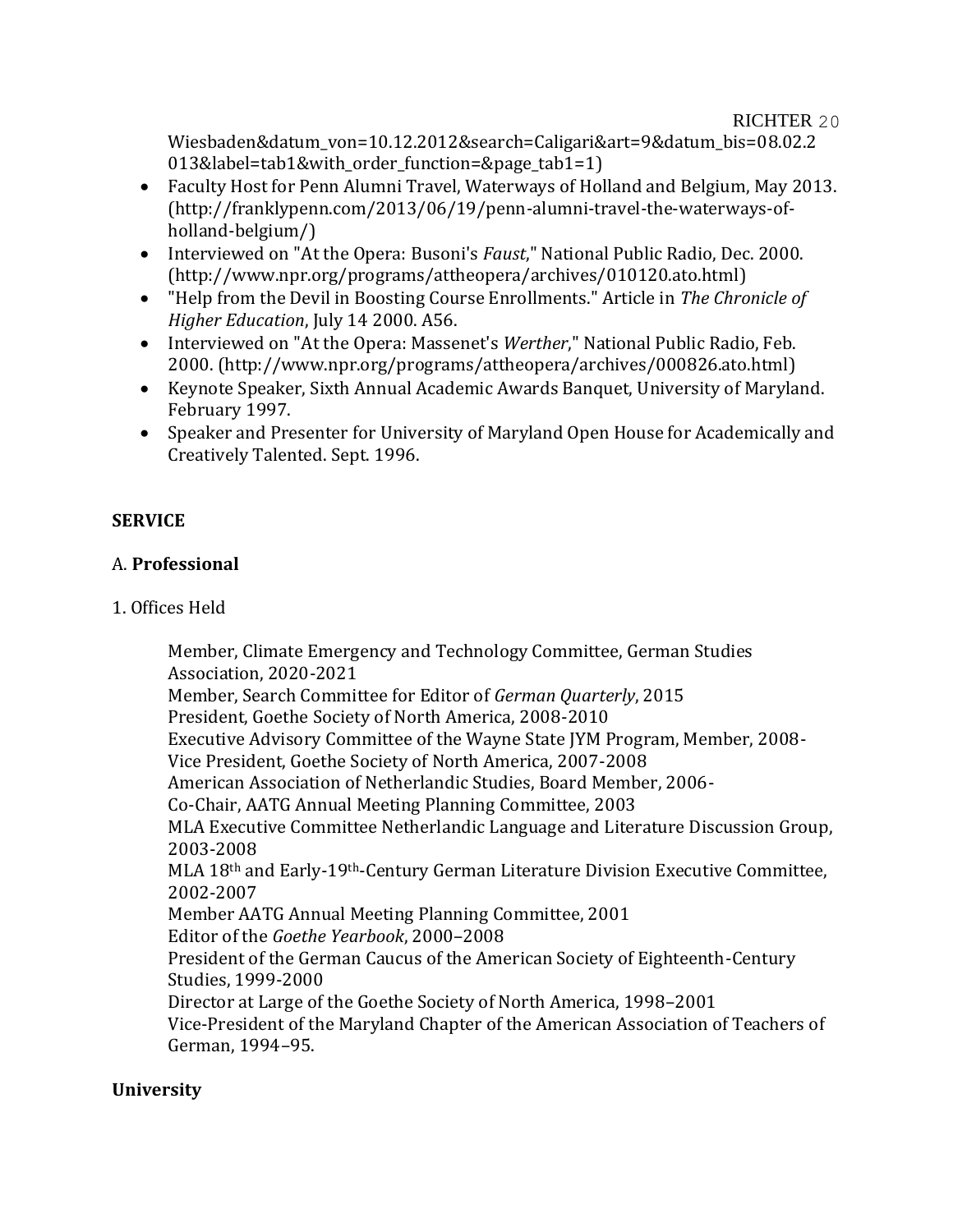Wiesbaden&datum_von=10.12.2012&search=Caligari&art=9&datum_bis=08.02.2013&label=tab1&with_order_function=&page_tab1=1)

- Faculty Host for Penn Alumni Travel, Waterways of Holland and Belgium, May 2013. (http://franklypenn.com/2013/06/19/penn-alumni-travel-the-waterways-of-holland-belgium/)
- Interviewed on "At the Opera: Busoni's *Faust*," National Public Radio, Dec. 2000. (http://www.npr.org/programs/attheopera/archives/010120.ato.html)
- "Help from the Devil in Boosting Course Enrollments." Article in *The Chronicle of Higher Education*, July 14 2000. A56.
- Interviewed on "At the Opera: Massenet's *Werther*," National Public Radio, Feb. 2000. (http://www.npr.org/programs/attheopera/archives/000826.ato.html)
- Keynote Speaker, Sixth Annual Academic Awards Banquet, University of Maryland. February 1997.
- Speaker and Presenter for University of Maryland Open House for Academically and Creatively Talented. Sept. 1996.

## SERVICE

### A. **Professional**

1. Offices Held

Member, Climate Emergency and Technology Committee, German Studies Association, 2020-2021
Member, Search Committee for Editor of *German Quarterly*, 2015
President, Goethe Society of North America, 2008-2010
Executive Advisory Committee of the Wayne State JYM Program, Member, 2008-
Vice President, Goethe Society of North America, 2007-2008
American Association of Netherlandic Studies, Board Member, 2006-
Co-Chair, AATG Annual Meeting Planning Committee, 2003
MLA Executive Committee Netherlandic Language and Literature Discussion Group, 2003-2008
MLA 18th and Early-19th-Century German Literature Division Executive Committee, 2002-2007
Member AATG Annual Meeting Planning Committee, 2001
Editor of the *Goethe Yearbook*, 2000–2008
President of the German Caucus of the American Society of Eighteenth-Century Studies, 1999-2000
Director at Large of the Goethe Society of North America, 1998–2001
Vice-President of the Maryland Chapter of the American Association of Teachers of German, 1994–95.

### University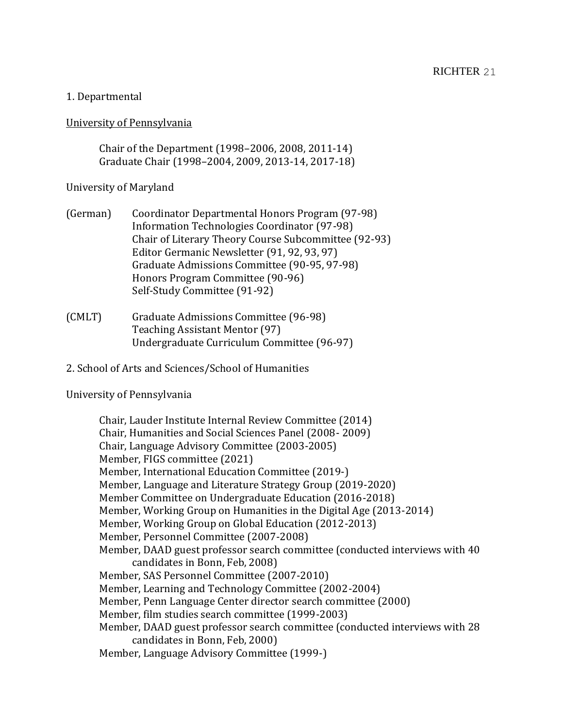1. Departmental

<u>University of Pennsylvania</u>

Chair of the Department (1998–2006, 2008, 2011-14)
Graduate Chair (1998–2004, 2009, 2013-14, 2017-18)

University of Maryland

(German)
Coordinator Departmental Honors Program (97-98)
Information Technologies Coordinator (97-98)
Chair of Literary Theory Course Subcommittee (92-93)
Editor Germanic Newsletter (91, 92, 93, 97)
Graduate Admissions Committee (90-95, 97-98)
Honors Program Committee (90-96)
Self-Study Committee (91-92)

(CMLT)
Graduate Admissions Committee (96-98)
Teaching Assistant Mentor (97)
Undergraduate Curriculum Committee (96-97)

2. School of Arts and Sciences/School of Humanities

University of Pennsylvania

Chair, Lauder Institute Internal Review Committee (2014)
Chair, Humanities and Social Sciences Panel (2008- 2009)
Chair, Language Advisory Committee (2003-2005)
Member, FIGS committee (2021)
Member, International Education Committee (2019-)
Member, Language and Literature Strategy Group (2019-2020)
Member Committee on Undergraduate Education (2016-2018)
Member, Working Group on Humanities in the Digital Age (2013-2014)
Member, Working Group on Global Education (2012-2013)
Member, Personnel Committee (2007-2008)
Member, DAAD guest professor search committee (conducted interviews with 40 candidates in Bonn, Feb, 2008)
Member, SAS Personnel Committee (2007-2010)
Member, Learning and Technology Committee (2002-2004)
Member, Penn Language Center director search committee (2000)
Member, film studies search committee (1999-2003)
Member, DAAD guest professor search committee (conducted interviews with 28 candidates in Bonn, Feb, 2000)
Member, Language Advisory Committee (1999-)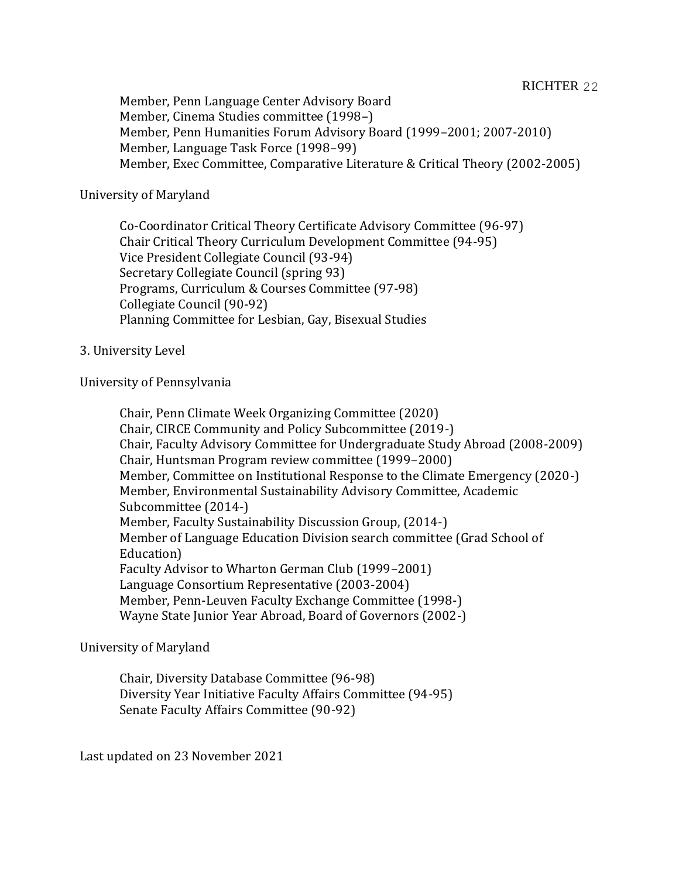Member, Penn Language Center Advisory Board
Member, Cinema Studies committee (1998–)
Member, Penn Humanities Forum Advisory Board (1999–2001; 2007-2010)
Member, Language Task Force (1998–99)
Member, Exec Committee, Comparative Literature & Critical Theory (2002-2005)

University of Maryland

Co-Coordinator Critical Theory Certificate Advisory Committee (96-97)
Chair Critical Theory Curriculum Development Committee (94-95)
Vice President Collegiate Council (93-94)
Secretary Collegiate Council (spring 93)
Programs, Curriculum & Courses Committee (97-98)
Collegiate Council (90-92)
Planning Committee for Lesbian, Gay, Bisexual Studies

3. University Level

University of Pennsylvania

Chair, Penn Climate Week Organizing Committee (2020)
Chair, CIRCE Community and Policy Subcommittee (2019-)
Chair, Faculty Advisory Committee for Undergraduate Study Abroad (2008-2009)
Chair, Huntsman Program review committee (1999–2000)
Member, Committee on Institutional Response to the Climate Emergency (2020-)
Member, Environmental Sustainability Advisory Committee, Academic Subcommittee (2014-)
Member, Faculty Sustainability Discussion Group, (2014-)
Member of Language Education Division search committee (Grad School of Education)
Faculty Advisor to Wharton German Club (1999–2001)
Language Consortium Representative (2003-2004)
Member, Penn-Leuven Faculty Exchange Committee (1998-)
Wayne State Junior Year Abroad, Board of Governors (2002-)

University of Maryland

Chair, Diversity Database Committee (96-98)
Diversity Year Initiative Faculty Affairs Committee (94-95)
Senate Faculty Affairs Committee (90-92)

Last updated on 23 November 2021